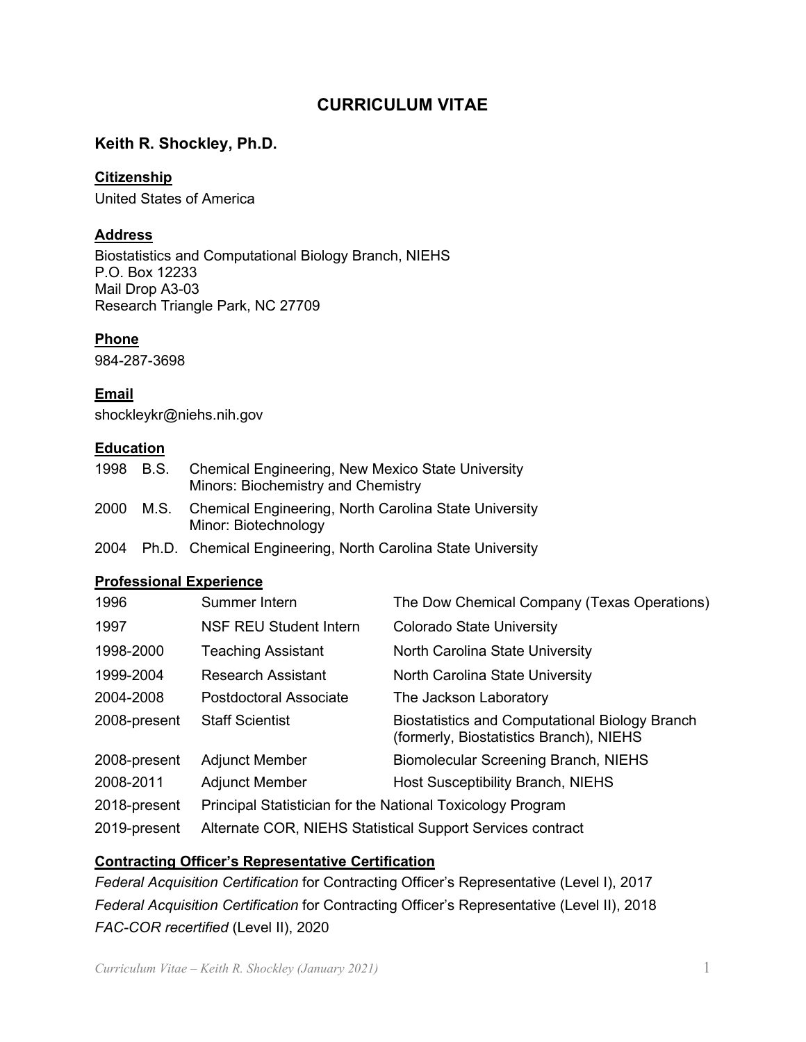# CURRICULUM VITAE

## Keith R. Shockley, Ph.D.

### Citizenship

United States of America

### Address

Biostatistics and Computational Biology Branch, NIEHS
P.O. Box 12233
Mail Drop A3-03
Research Triangle Park, NC 27709

### Phone

984-287-3698

### Email

shockleykr@niehs.nih.gov

### Education

| | | |
|---|---|---|
| 1998 | B.S. | Chemical Engineering, New Mexico State University<br>Minors: Biochemistry and Chemistry |
| 2000 | M.S. | Chemical Engineering, North Carolina State University<br>Minor: Biotechnology |
| 2004 | Ph.D. | Chemical Engineering, North Carolina State University |

### Professional Experience

| | | |
|---|---|---|
| 1996 | Summer Intern | The Dow Chemical Company (Texas Operations) |
| 1997 | NSF REU Student Intern | Colorado State University |
| 1998-2000 | Teaching Assistant | North Carolina State University |
| 1999-2004 | Research Assistant | North Carolina State University |
| 2004-2008 | Postdoctoral Associate | The Jackson Laboratory |
| 2008-present | Staff Scientist | Biostatistics and Computational Biology Branch (formerly, Biostatistics Branch), NIEHS |
| 2008-present | Adjunct Member | Biomolecular Screening Branch, NIEHS |
| 2008-2011 | Adjunct Member | Host Susceptibility Branch, NIEHS |
| 2018-present | Principal Statistician for the National Toxicology Program | |
| 2019-present | Alternate COR, NIEHS Statistical Support Services contract | |

### Contracting Officer's Representative Certification

*Federal Acquisition Certification* for Contracting Officer's Representative (Level I), 2017

*Federal Acquisition Certification* for Contracting Officer's Representative (Level II), 2018

*FAC-COR recertified* (Level II), 2020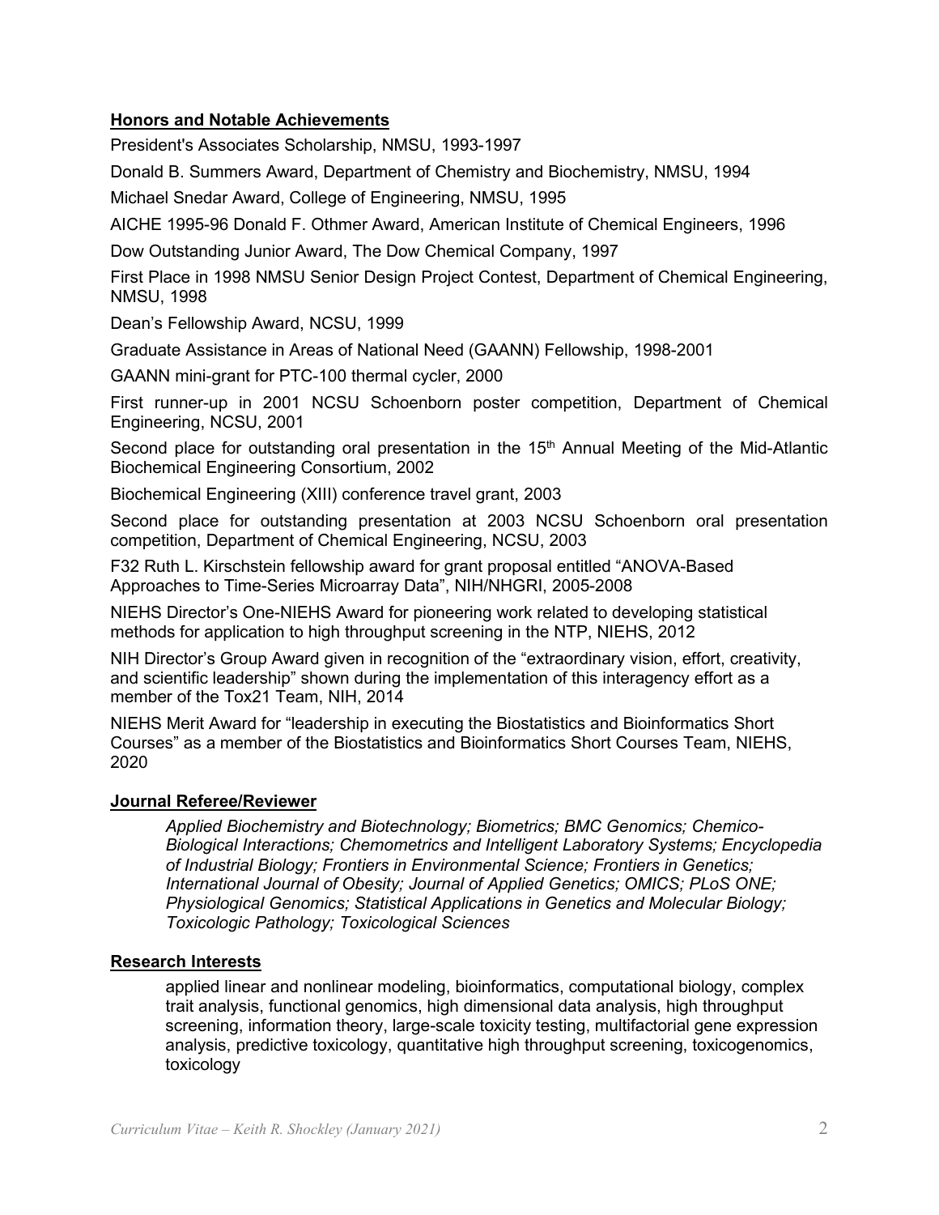## **Honors and Notable Achievements**

President's Associates Scholarship, NMSU, 1993-1997

Donald B. Summers Award, Department of Chemistry and Biochemistry, NMSU, 1994

Michael Snedar Award, College of Engineering, NMSU, 1995

AICHE 1995-96 Donald F. Othmer Award, American Institute of Chemical Engineers, 1996

Dow Outstanding Junior Award, The Dow Chemical Company, 1997

First Place in 1998 NMSU Senior Design Project Contest, Department of Chemical Engineering, NMSU, 1998

Dean's Fellowship Award, NCSU, 1999

Graduate Assistance in Areas of National Need (GAANN) Fellowship, 1998-2001

GAANN mini-grant for PTC-100 thermal cycler, 2000

First runner-up in 2001 NCSU Schoenborn poster competition, Department of Chemical Engineering, NCSU, 2001

Second place for outstanding oral presentation in the 15th Annual Meeting of the Mid-Atlantic Biochemical Engineering Consortium, 2002

Biochemical Engineering (XIII) conference travel grant, 2003

Second place for outstanding presentation at 2003 NCSU Schoenborn oral presentation competition, Department of Chemical Engineering, NCSU, 2003

F32 Ruth L. Kirschstein fellowship award for grant proposal entitled "ANOVA-Based Approaches to Time-Series Microarray Data", NIH/NHGRI, 2005-2008

NIEHS Director's One-NIEHS Award for pioneering work related to developing statistical methods for application to high throughput screening in the NTP, NIEHS, 2012

NIH Director's Group Award given in recognition of the "extraordinary vision, effort, creativity, and scientific leadership" shown during the implementation of this interagency effort as a member of the Tox21 Team, NIH, 2014

NIEHS Merit Award for "leadership in executing the Biostatistics and Bioinformatics Short Courses" as a member of the Biostatistics and Bioinformatics Short Courses Team, NIEHS, 2020

## **Journal Referee/Reviewer**

*Applied Biochemistry and Biotechnology; Biometrics; BMC Genomics; Chemico-Biological Interactions; Chemometrics and Intelligent Laboratory Systems; Encyclopedia of Industrial Biology; Frontiers in Environmental Science; Frontiers in Genetics; International Journal of Obesity; Journal of Applied Genetics; OMICS; PLoS ONE; Physiological Genomics; Statistical Applications in Genetics and Molecular Biology; Toxicologic Pathology; Toxicological Sciences*

## **Research Interests**

applied linear and nonlinear modeling, bioinformatics, computational biology, complex trait analysis, functional genomics, high dimensional data analysis, high throughput screening, information theory, large-scale toxicity testing, multifactorial gene expression analysis, predictive toxicology, quantitative high throughput screening, toxicogenomics, toxicology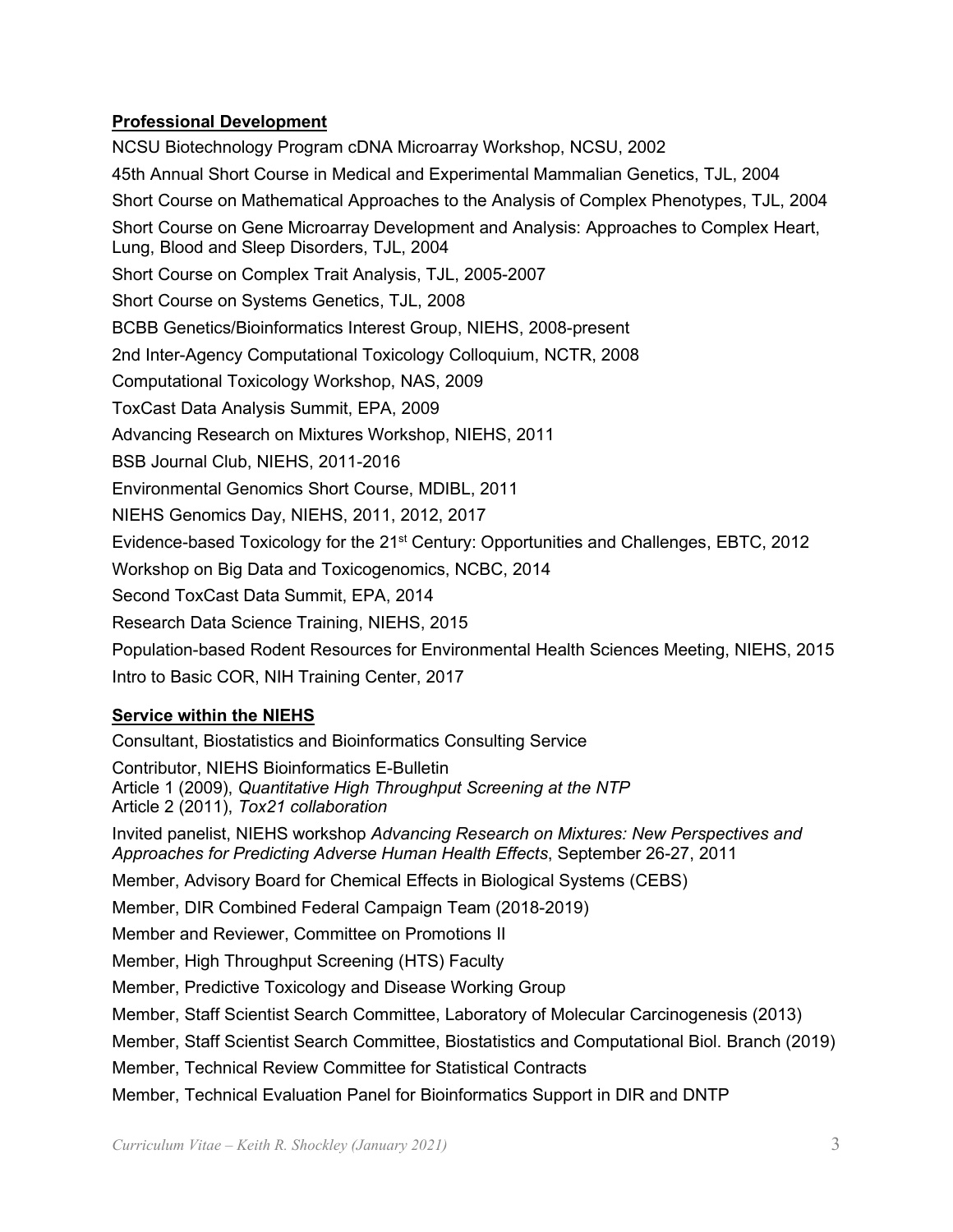**Professional Development**

NCSU Biotechnology Program cDNA Microarray Workshop, NCSU, 2002

45th Annual Short Course in Medical and Experimental Mammalian Genetics, TJL, 2004

Short Course on Mathematical Approaches to the Analysis of Complex Phenotypes, TJL, 2004

Short Course on Gene Microarray Development and Analysis: Approaches to Complex Heart, Lung, Blood and Sleep Disorders, TJL, 2004

Short Course on Complex Trait Analysis, TJL, 2005-2007

Short Course on Systems Genetics, TJL, 2008

BCBB Genetics/Bioinformatics Interest Group, NIEHS, 2008-present

2nd Inter-Agency Computational Toxicology Colloquium, NCTR, 2008

Computational Toxicology Workshop, NAS, 2009

ToxCast Data Analysis Summit, EPA, 2009

Advancing Research on Mixtures Workshop, NIEHS, 2011

BSB Journal Club, NIEHS, 2011-2016

Environmental Genomics Short Course, MDIBL, 2011

NIEHS Genomics Day, NIEHS, 2011, 2012, 2017

Evidence-based Toxicology for the 21st Century: Opportunities and Challenges, EBTC, 2012

Workshop on Big Data and Toxicogenomics, NCBC, 2014

Second ToxCast Data Summit, EPA, 2014

Research Data Science Training, NIEHS, 2015

Population-based Rodent Resources for Environmental Health Sciences Meeting, NIEHS, 2015

Intro to Basic COR, NIH Training Center, 2017

**Service within the NIEHS**

Consultant, Biostatistics and Bioinformatics Consulting Service

Contributor, NIEHS Bioinformatics E-Bulletin
Article 1 (2009), *Quantitative High Throughput Screening at the NTP*
Article 2 (2011), *Tox21 collaboration*

Invited panelist, NIEHS workshop *Advancing Research on Mixtures: New Perspectives and Approaches for Predicting Adverse Human Health Effects*, September 26-27, 2011

Member, Advisory Board for Chemical Effects in Biological Systems (CEBS)

Member, DIR Combined Federal Campaign Team (2018-2019)

Member and Reviewer, Committee on Promotions II

Member, High Throughput Screening (HTS) Faculty

Member, Predictive Toxicology and Disease Working Group

Member, Staff Scientist Search Committee, Laboratory of Molecular Carcinogenesis (2013)

Member, Staff Scientist Search Committee, Biostatistics and Computational Biol. Branch (2019)

Member, Technical Review Committee for Statistical Contracts

Member, Technical Evaluation Panel for Bioinformatics Support in DIR and DNTP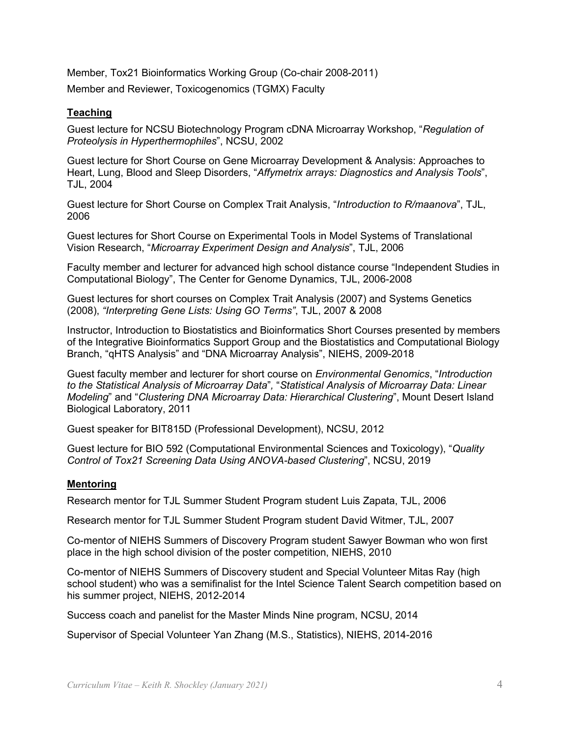Member, Tox21 Bioinformatics Working Group (Co-chair 2008-2011)

Member and Reviewer, Toxicogenomics (TGMX) Faculty

## Teaching

Guest lecture for NCSU Biotechnology Program cDNA Microarray Workshop, "*Regulation of Proteolysis in Hyperthermophiles*", NCSU, 2002

Guest lecture for Short Course on Gene Microarray Development & Analysis: Approaches to Heart, Lung, Blood and Sleep Disorders, "*Affymetrix arrays: Diagnostics and Analysis Tools*", TJL, 2004

Guest lecture for Short Course on Complex Trait Analysis, "*Introduction to R/maanova*", TJL, 2006

Guest lectures for Short Course on Experimental Tools in Model Systems of Translational Vision Research, "*Microarray Experiment Design and Analysis*", TJL, 2006

Faculty member and lecturer for advanced high school distance course "Independent Studies in Computational Biology", The Center for Genome Dynamics, TJL, 2006-2008

Guest lectures for short courses on Complex Trait Analysis (2007) and Systems Genetics (2008), *"Interpreting Gene Lists: Using GO Terms"*, TJL, 2007 & 2008

Instructor, Introduction to Biostatistics and Bioinformatics Short Courses presented by members of the Integrative Bioinformatics Support Group and the Biostatistics and Computational Biology Branch, "qHTS Analysis" and "DNA Microarray Analysis", NIEHS, 2009-2018

Guest faculty member and lecturer for short course on *Environmental Genomics*, "*Introduction to the Statistical Analysis of Microarray Data*", "*Statistical Analysis of Microarray Data: Linear Modeling*" and "*Clustering DNA Microarray Data: Hierarchical Clustering*", Mount Desert Island Biological Laboratory, 2011

Guest speaker for BIT815D (Professional Development), NCSU, 2012

Guest lecture for BIO 592 (Computational Environmental Sciences and Toxicology), "*Quality Control of Tox21 Screening Data Using ANOVA-based Clustering*", NCSU, 2019

## Mentoring

Research mentor for TJL Summer Student Program student Luis Zapata, TJL, 2006

Research mentor for TJL Summer Student Program student David Witmer, TJL, 2007

Co-mentor of NIEHS Summers of Discovery Program student Sawyer Bowman who won first place in the high school division of the poster competition, NIEHS, 2010

Co-mentor of NIEHS Summers of Discovery student and Special Volunteer Mitas Ray (high school student) who was a semifinalist for the Intel Science Talent Search competition based on his summer project, NIEHS, 2012-2014

Success coach and panelist for the Master Minds Nine program, NCSU, 2014

Supervisor of Special Volunteer Yan Zhang (M.S., Statistics), NIEHS, 2014-2016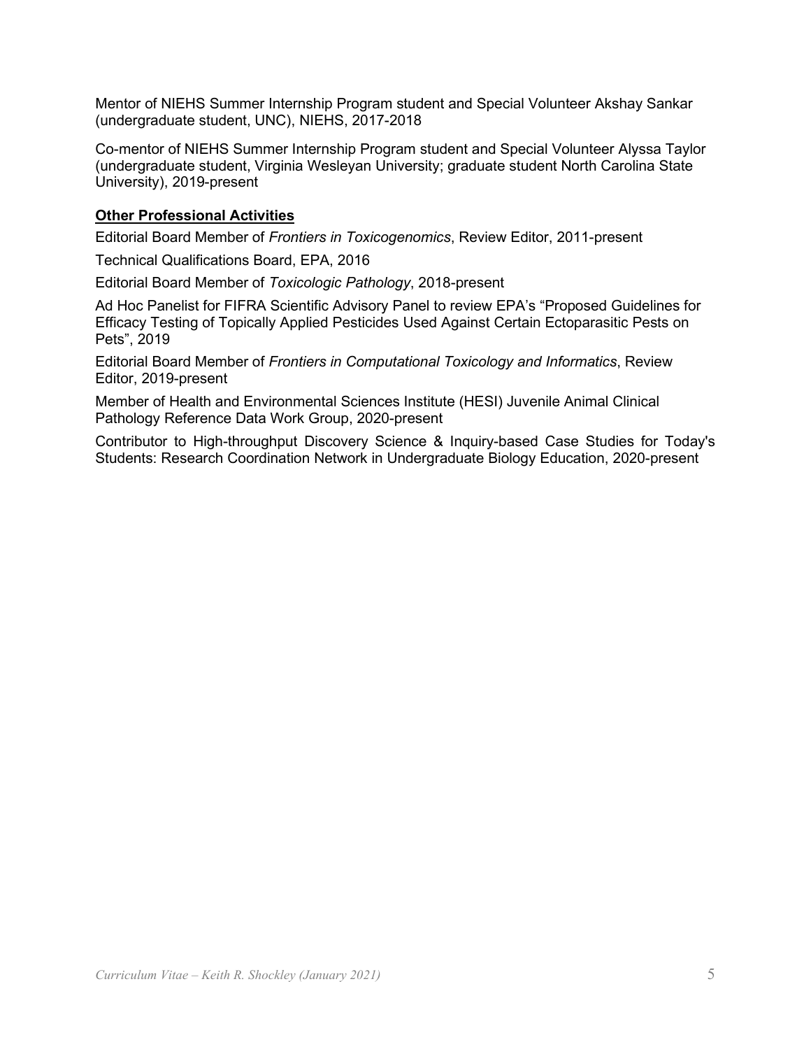Mentor of NIEHS Summer Internship Program student and Special Volunteer Akshay Sankar (undergraduate student, UNC), NIEHS, 2017-2018

Co-mentor of NIEHS Summer Internship Program student and Special Volunteer Alyssa Taylor (undergraduate student, Virginia Wesleyan University; graduate student North Carolina State University), 2019-present

## Other Professional Activities

Editorial Board Member of *Frontiers in Toxicogenomics*, Review Editor, 2011-present

Technical Qualifications Board, EPA, 2016

Editorial Board Member of *Toxicologic Pathology*, 2018-present

Ad Hoc Panelist for FIFRA Scientific Advisory Panel to review EPA's "Proposed Guidelines for Efficacy Testing of Topically Applied Pesticides Used Against Certain Ectoparasitic Pests on Pets", 2019

Editorial Board Member of *Frontiers in Computational Toxicology and Informatics*, Review Editor, 2019-present

Member of Health and Environmental Sciences Institute (HESI) Juvenile Animal Clinical Pathology Reference Data Work Group, 2020-present

Contributor to High-throughput Discovery Science & Inquiry-based Case Studies for Today's Students: Research Coordination Network in Undergraduate Biology Education, 2020-present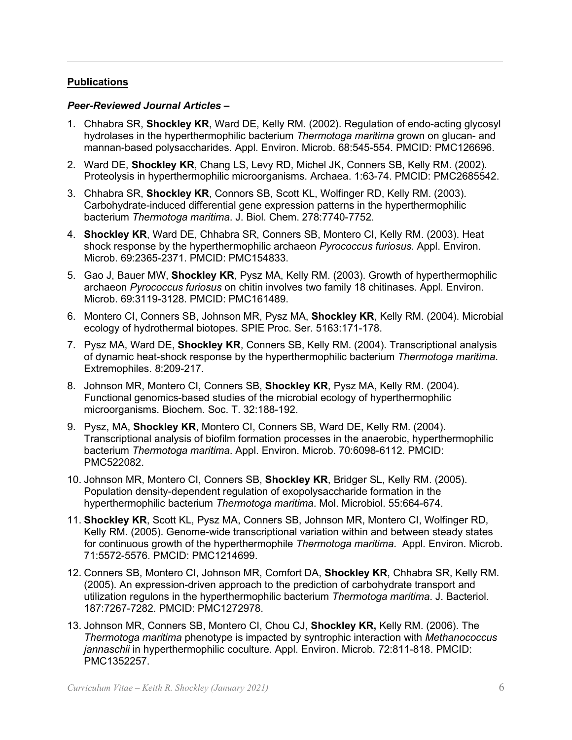## **Publications**

***Peer-Reviewed Journal Articles –***

1. Chhabra SR, **Shockley KR**, Ward DE, Kelly RM. (2002). Regulation of endo-acting glycosyl hydrolases in the hyperthermophilic bacterium *Thermotoga maritima* grown on glucan- and mannan-based polysaccharides. Appl. Environ. Microb. 68:545-554. PMCID: PMC126696.
2. Ward DE, **Shockley KR**, Chang LS, Levy RD, Michel JK, Conners SB, Kelly RM. (2002). Proteolysis in hyperthermophilic microorganisms. Archaea. 1:63-74. PMCID: PMC2685542.
3. Chhabra SR, **Shockley KR**, Connors SB, Scott KL, Wolfinger RD, Kelly RM. (2003). Carbohydrate-induced differential gene expression patterns in the hyperthermophilic bacterium *Thermotoga maritima*. J. Biol. Chem. 278:7740-7752.
4. **Shockley KR**, Ward DE, Chhabra SR, Conners SB, Montero CI, Kelly RM. (2003). Heat shock response by the hyperthermophilic archaeon *Pyrococcus furiosus*. Appl. Environ. Microb. 69:2365-2371. PMCID: PMC154833.
5. Gao J, Bauer MW, **Shockley KR**, Pysz MA, Kelly RM. (2003). Growth of hyperthermophilic archaeon *Pyrococcus furiosus* on chitin involves two family 18 chitinases. Appl. Environ. Microb. 69:3119-3128. PMCID: PMC161489.
6. Montero CI, Conners SB, Johnson MR, Pysz MA, **Shockley KR**, Kelly RM. (2004). Microbial ecology of hydrothermal biotopes. SPIE Proc. Ser. 5163:171-178.
7. Pysz MA, Ward DE, **Shockley KR**, Conners SB, Kelly RM. (2004). Transcriptional analysis of dynamic heat-shock response by the hyperthermophilic bacterium *Thermotoga maritima*. Extremophiles. 8:209-217.
8. Johnson MR, Montero CI, Conners SB, **Shockley KR**, Pysz MA, Kelly RM. (2004). Functional genomics-based studies of the microbial ecology of hyperthermophilic microorganisms. Biochem. Soc. T. 32:188-192.
9. Pysz, MA, **Shockley KR**, Montero CI, Conners SB, Ward DE, Kelly RM. (2004). Transcriptional analysis of biofilm formation processes in the anaerobic, hyperthermophilic bacterium *Thermotoga maritima*. Appl. Environ. Microb. 70:6098-6112. PMCID: PMC522082.
10. Johnson MR, Montero CI, Conners SB, **Shockley KR**, Bridger SL, Kelly RM. (2005). Population density-dependent regulation of exopolysaccharide formation in the hyperthermophilic bacterium *Thermotoga maritima*. Mol. Microbiol. 55:664-674.
11. **Shockley KR**, Scott KL, Pysz MA, Conners SB, Johnson MR, Montero CI, Wolfinger RD, Kelly RM. (2005). Genome-wide transcriptional variation within and between steady states for continuous growth of the hyperthermophile *Thermotoga maritima*. Appl. Environ. Microb. 71:5572-5576. PMCID: PMC1214699.
12. Conners SB, Montero CI, Johnson MR, Comfort DA, **Shockley KR**, Chhabra SR, Kelly RM. (2005). An expression-driven approach to the prediction of carbohydrate transport and utilization regulons in the hyperthermophilic bacterium *Thermotoga maritima*. J. Bacteriol. 187:7267-7282. PMCID: PMC1272978.
13. Johnson MR, Conners SB, Montero CI, Chou CJ, **Shockley KR,** Kelly RM. (2006). The *Thermotoga maritima* phenotype is impacted by syntrophic interaction with *Methanococcus jannaschii* in hyperthermophilic coculture. Appl. Environ. Microb. 72:811-818. PMCID: PMC1352257.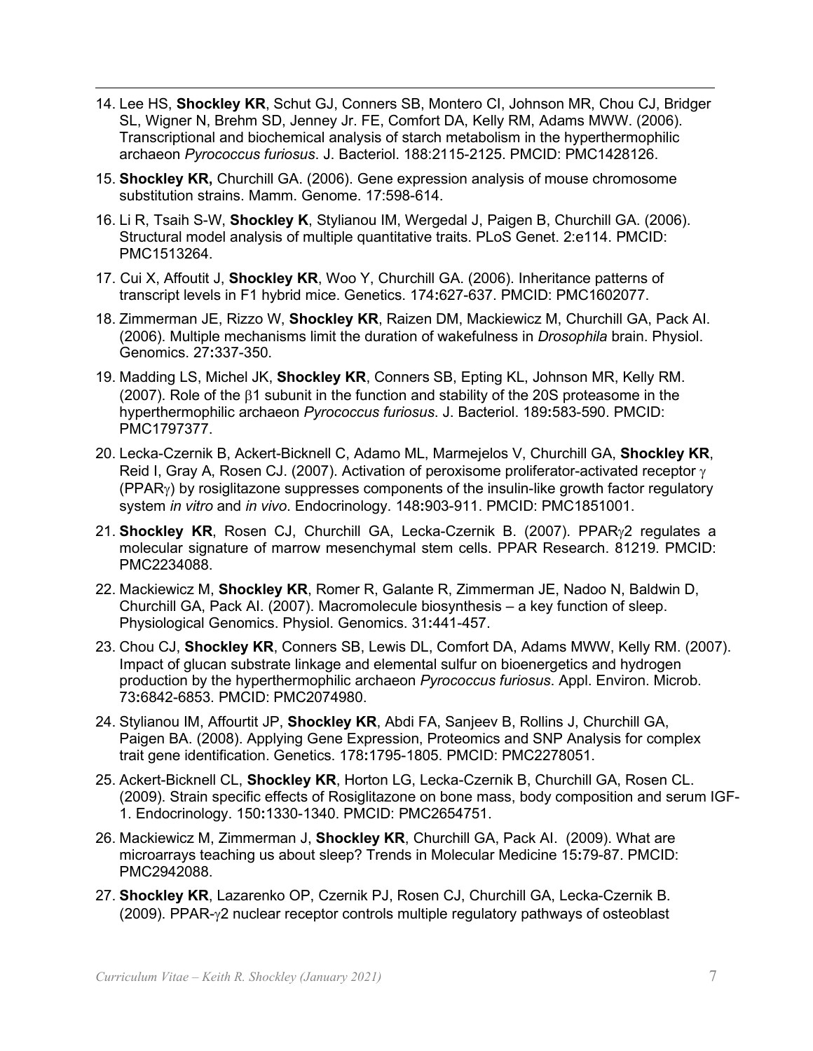14. Lee HS, **Shockley KR**, Schut GJ, Conners SB, Montero CI, Johnson MR, Chou CJ, Bridger SL, Wigner N, Brehm SD, Jenney Jr. FE, Comfort DA, Kelly RM, Adams MWW. (2006). Transcriptional and biochemical analysis of starch metabolism in the hyperthermophilic archaeon *Pyrococcus furiosus*. J. Bacteriol. 188:2115-2125. PMCID: PMC1428126.

15. **Shockley KR,** Churchill GA. (2006). Gene expression analysis of mouse chromosome substitution strains. Mamm. Genome. 17:598-614.

16. Li R, Tsaih S-W, **Shockley K**, Stylianou IM, Wergedal J, Paigen B, Churchill GA. (2006). Structural model analysis of multiple quantitative traits. PLoS Genet. 2:e114. PMCID: PMC1513264.

17. Cui X, Affoutit J, **Shockley KR**, Woo Y, Churchill GA. (2006). Inheritance patterns of transcript levels in F1 hybrid mice. Genetics. 174**:**627-637. PMCID: PMC1602077.

18. Zimmerman JE, Rizzo W, **Shockley KR**, Raizen DM, Mackiewicz M, Churchill GA, Pack AI. (2006). Multiple mechanisms limit the duration of wakefulness in *Drosophila* brain. Physiol. Genomics. 27**:**337-350.

19. Madding LS, Michel JK, **Shockley KR**, Conners SB, Epting KL, Johnson MR, Kelly RM. (2007). Role of the $\beta$1 subunit in the function and stability of the 20S proteasome in the hyperthermophilic archaeon *Pyrococcus furiosus*. J. Bacteriol. 189**:**583-590. PMCID: PMC1797377.

20. Lecka-Czernik B, Ackert-Bicknell C, Adamo ML, Marmejelos V, Churchill GA, **Shockley KR**, Reid I, Gray A, Rosen CJ. (2007). Activation of peroxisome proliferator-activated receptor $\gamma$ (PPAR$\gamma$) by rosiglitazone suppresses components of the insulin-like growth factor regulatory system *in vitro* and *in vivo*. Endocrinology. 148**:**903-911. PMCID: PMC1851001.

21. **Shockley KR**, Rosen CJ, Churchill GA, Lecka-Czernik B. (2007). PPAR$\gamma$2 regulates a molecular signature of marrow mesenchymal stem cells. PPAR Research. 81219. PMCID: PMC2234088.

22. Mackiewicz M, **Shockley KR**, Romer R, Galante R, Zimmerman JE, Nadoo N, Baldwin D, Churchill GA, Pack AI. (2007). Macromolecule biosynthesis – a key function of sleep. Physiological Genomics. Physiol. Genomics. 31**:**441-457.

23. Chou CJ, **Shockley KR**, Conners SB, Lewis DL, Comfort DA, Adams MWW, Kelly RM. (2007). Impact of glucan substrate linkage and elemental sulfur on bioenergetics and hydrogen production by the hyperthermophilic archaeon *Pyrococcus furiosus*. Appl. Environ. Microb. 73**:**6842-6853. PMCID: PMC2074980.

24. Stylianou IM, Affourtit JP, **Shockley KR**, Abdi FA, Sanjeev B, Rollins J, Churchill GA, Paigen BA. (2008). Applying Gene Expression, Proteomics and SNP Analysis for complex trait gene identification. Genetics. 178**:**1795-1805. PMCID: PMC2278051.

25. Ackert-Bicknell CL, **Shockley KR**, Horton LG, Lecka-Czernik B, Churchill GA, Rosen CL. (2009). Strain specific effects of Rosiglitazone on bone mass, body composition and serum IGF-1. Endocrinology. 150**:**1330-1340. PMCID: PMC2654751.

26. Mackiewicz M, Zimmerman J, **Shockley KR**, Churchill GA, Pack AI. (2009). What are microarrays teaching us about sleep? Trends in Molecular Medicine 15**:**79-87. PMCID: PMC2942088.

27. **Shockley KR**, Lazarenko OP, Czernik PJ, Rosen CJ, Churchill GA, Lecka-Czernik B. (2009). PPAR-$\gamma$2 nuclear receptor controls multiple regulatory pathways of osteoblast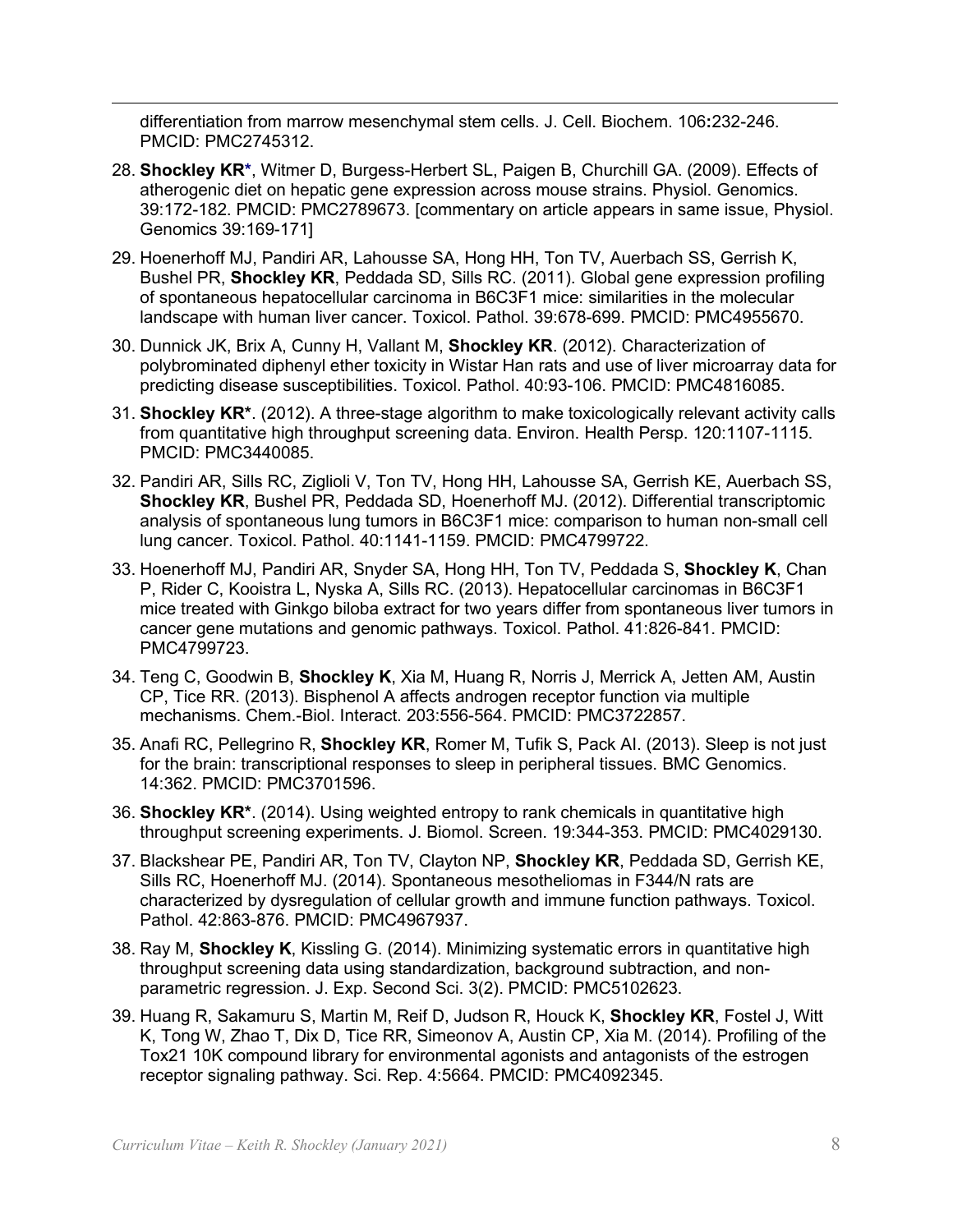differentiation from marrow mesenchymal stem cells. J. Cell. Biochem. 106:232-246. PMCID: PMC2745312.

28. **Shockley KR***, Witmer D, Burgess-Herbert SL, Paigen B, Churchill GA. (2009). Effects of atherogenic diet on hepatic gene expression across mouse strains. Physiol. Genomics. 39:172-182. PMCID: PMC2789673. [commentary on article appears in same issue, Physiol. Genomics 39:169-171]

29. Hoenerhoff MJ, Pandiri AR, Lahousse SA, Hong HH, Ton TV, Auerbach SS, Gerrish K, Bushel PR, **Shockley KR**, Peddada SD, Sills RC. (2011). Global gene expression profiling of spontaneous hepatocellular carcinoma in B6C3F1 mice: similarities in the molecular landscape with human liver cancer. Toxicol. Pathol. 39:678-699. PMCID: PMC4955670.

30. Dunnick JK, Brix A, Cunny H, Vallant M, **Shockley KR**. (2012). Characterization of polybrominated diphenyl ether toxicity in Wistar Han rats and use of liver microarray data for predicting disease susceptibilities. Toxicol. Pathol. 40:93-106. PMCID: PMC4816085.

31. **Shockley KR***. (2012). A three-stage algorithm to make toxicologically relevant activity calls from quantitative high throughput screening data. Environ. Health Persp. 120:1107-1115. PMCID: PMC3440085.

32. Pandiri AR, Sills RC, Ziglioli V, Ton TV, Hong HH, Lahousse SA, Gerrish KE, Auerbach SS, **Shockley KR**, Bushel PR, Peddada SD, Hoenerhoff MJ. (2012). Differential transcriptomic analysis of spontaneous lung tumors in B6C3F1 mice: comparison to human non-small cell lung cancer. Toxicol. Pathol. 40:1141-1159. PMCID: PMC4799722.

33. Hoenerhoff MJ, Pandiri AR, Snyder SA, Hong HH, Ton TV, Peddada S, **Shockley K**, Chan P, Rider C, Kooistra L, Nyska A, Sills RC. (2013). Hepatocellular carcinomas in B6C3F1 mice treated with Ginkgo biloba extract for two years differ from spontaneous liver tumors in cancer gene mutations and genomic pathways. Toxicol. Pathol. 41:826-841. PMCID: PMC4799723.

34. Teng C, Goodwin B, **Shockley K**, Xia M, Huang R, Norris J, Merrick A, Jetten AM, Austin CP, Tice RR. (2013). Bisphenol A affects androgen receptor function via multiple mechanisms. Chem.-Biol. Interact. 203:556-564. PMCID: PMC3722857.

35. Anafi RC, Pellegrino R, **Shockley KR**, Romer M, Tufik S, Pack AI. (2013). Sleep is not just for the brain: transcriptional responses to sleep in peripheral tissues. BMC Genomics. 14:362. PMCID: PMC3701596.

36. **Shockley KR***. (2014). Using weighted entropy to rank chemicals in quantitative high throughput screening experiments. J. Biomol. Screen. 19:344-353. PMCID: PMC4029130.

37. Blackshear PE, Pandiri AR, Ton TV, Clayton NP, **Shockley KR**, Peddada SD, Gerrish KE, Sills RC, Hoenerhoff MJ. (2014). Spontaneous mesotheliomas in F344/N rats are characterized by dysregulation of cellular growth and immune function pathways. Toxicol. Pathol. 42:863-876. PMCID: PMC4967937.

38. Ray M, **Shockley K**, Kissling G. (2014). Minimizing systematic errors in quantitative high throughput screening data using standardization, background subtraction, and non-parametric regression. J. Exp. Second Sci. 3(2). PMCID: PMC5102623.

39. Huang R, Sakamuru S, Martin M, Reif D, Judson R, Houck K, **Shockley KR**, Fostel J, Witt K, Tong W, Zhao T, Dix D, Tice RR, Simeonov A, Austin CP, Xia M. (2014). Profiling of the Tox21 10K compound library for environmental agonists and antagonists of the estrogen receptor signaling pathway. Sci. Rep. 4:5664. PMCID: PMC4092345.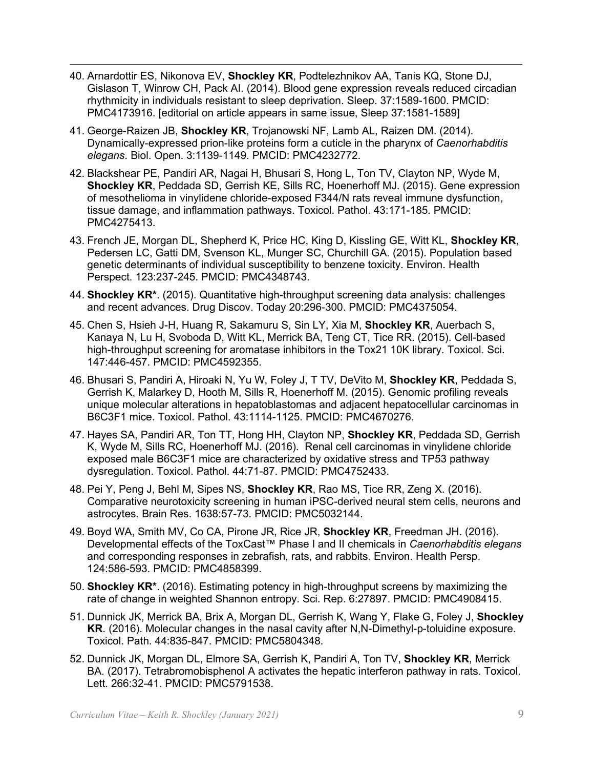40. Arnardottir ES, Nikonova EV, **Shockley KR**, Podtelezhnikov AA, Tanis KQ, Stone DJ, Gislason T, Winrow CH, Pack AI. (2014). Blood gene expression reveals reduced circadian rhythmicity in individuals resistant to sleep deprivation. Sleep. 37:1589-1600. PMCID: PMC4173916. [editorial on article appears in same issue, Sleep 37:1581-1589]

41. George-Raizen JB, **Shockley KR**, Trojanowski NF, Lamb AL, Raizen DM. (2014). Dynamically-expressed prion-like proteins form a cuticle in the pharynx of *Caenorhabditis elegans*. Biol. Open. 3:1139-1149. PMCID: PMC4232772.

42. Blackshear PE, Pandiri AR, Nagai H, Bhusari S, Hong L, Ton TV, Clayton NP, Wyde M, **Shockley KR**, Peddada SD, Gerrish KE, Sills RC, Hoenerhoff MJ. (2015). Gene expression of mesothelioma in vinylidene chloride-exposed F344/N rats reveal immune dysfunction, tissue damage, and inflammation pathways. Toxicol. Pathol. 43:171-185. PMCID: PMC4275413.

43. French JE, Morgan DL, Shepherd K, Price HC, King D, Kissling GE, Witt KL, **Shockley KR**, Pedersen LC, Gatti DM, Svenson KL, Munger SC, Churchill GA. (2015). Population based genetic determinants of individual susceptibility to benzene toxicity. Environ. Health Perspect. 123:237-245. PMCID: PMC4348743.

44. **Shockley KR***. (2015). Quantitative high-throughput screening data analysis: challenges and recent advances. Drug Discov. Today 20:296-300. PMCID: PMC4375054.

45. Chen S, Hsieh J-H, Huang R, Sakamuru S, Sin LY, Xia M, **Shockley KR**, Auerbach S, Kanaya N, Lu H, Svoboda D, Witt KL, Merrick BA, Teng CT, Tice RR. (2015). Cell-based high-throughput screening for aromatase inhibitors in the Tox21 10K library. Toxicol. Sci. 147:446-457. PMCID: PMC4592355.

46. Bhusari S, Pandiri A, Hiroaki N, Yu W, Foley J, T TV, DeVito M, **Shockley KR**, Peddada S, Gerrish K, Malarkey D, Hooth M, Sills R, Hoenerhoff M. (2015). Genomic profiling reveals unique molecular alterations in hepatoblastomas and adjacent hepatocellular carcinomas in B6C3F1 mice. Toxicol. Pathol. 43:1114-1125. PMCID: PMC4670276.

47. Hayes SA, Pandiri AR, Ton TT, Hong HH, Clayton NP, **Shockley KR**, Peddada SD, Gerrish K, Wyde M, Sills RC, Hoenerhoff MJ. (2016). Renal cell carcinomas in vinylidene chloride exposed male B6C3F1 mice are characterized by oxidative stress and TP53 pathway dysregulation. Toxicol. Pathol. 44:71-87. PMCID: PMC4752433.

48. Pei Y, Peng J, Behl M, Sipes NS, **Shockley KR**, Rao MS, Tice RR, Zeng X. (2016). Comparative neurotoxicity screening in human iPSC-derived neural stem cells, neurons and astrocytes. Brain Res. 1638:57-73. PMCID: PMC5032144.

49. Boyd WA, Smith MV, Co CA, Pirone JR, Rice JR, **Shockley KR**, Freedman JH. (2016). Developmental effects of the ToxCast™ Phase I and II chemicals in *Caenorhabditis elegans* and corresponding responses in zebrafish, rats, and rabbits. Environ. Health Persp. 124:586-593. PMCID: PMC4858399.

50. **Shockley KR***. (2016). Estimating potency in high-throughput screens by maximizing the rate of change in weighted Shannon entropy. Sci. Rep. 6:27897. PMCID: PMC4908415.

51. Dunnick JK, Merrick BA, Brix A, Morgan DL, Gerrish K, Wang Y, Flake G, Foley J, **Shockley KR**. (2016). Molecular changes in the nasal cavity after N,N-Dimethyl-p-toluidine exposure. Toxicol. Path. 44:835-847. PMCID: PMC5804348.

52. Dunnick JK, Morgan DL, Elmore SA, Gerrish K, Pandiri A, Ton TV, **Shockley KR**, Merrick BA. (2017). Tetrabromobisphenol A activates the hepatic interferon pathway in rats. Toxicol. Lett. 266:32-41. PMCID: PMC5791538.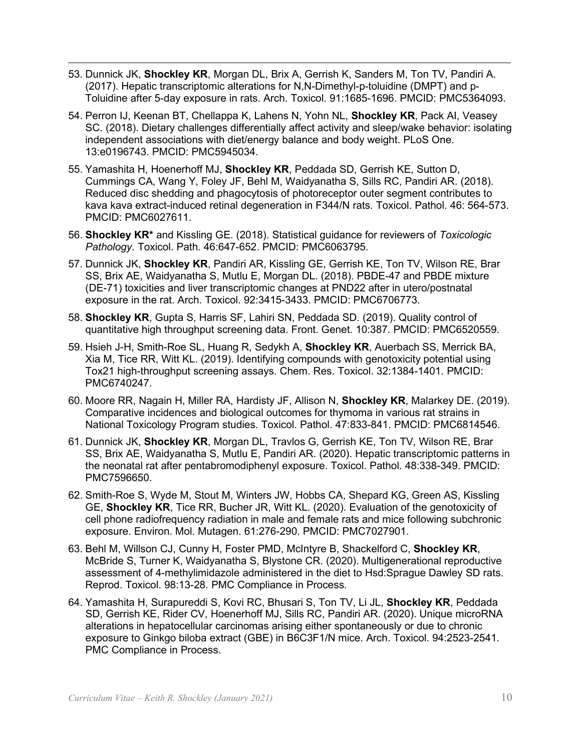53. Dunnick JK, **Shockley KR**, Morgan DL, Brix A, Gerrish K, Sanders M, Ton TV, Pandiri A. (2017). Hepatic transcriptomic alterations for N,N-Dimethyl-p-toluidine (DMPT) and p-Toluidine after 5-day exposure in rats. Arch. Toxicol. 91:1685-1696. PMCID: PMC5364093.

54. Perron IJ, Keenan BT, Chellappa K, Lahens N, Yohn NL, **Shockley KR**, Pack AI, Veasey SC. (2018). Dietary challenges differentially affect activity and sleep/wake behavior: isolating independent associations with diet/energy balance and body weight. PLoS One. 13:e0196743. PMCID: PMC5945034.

55. Yamashita H, Hoenerhoff MJ, **Shockley KR**, Peddada SD, Gerrish KE, Sutton D, Cummings CA, Wang Y, Foley JF, Behl M, Waidyanatha S, Sills RC, Pandiri AR. (2018). Reduced disc shedding and phagocytosis of photoreceptor outer segment contributes to kava kava extract-induced retinal degeneration in F344/N rats. Toxicol. Pathol. 46: 564-573. PMCID: PMC6027611.

56. **Shockley KR*** and Kissling GE. (2018). Statistical guidance for reviewers of *Toxicologic Pathology*. Toxicol. Path. 46:647-652. PMCID: PMC6063795.

57. Dunnick JK, **Shockley KR**, Pandiri AR, Kissling GE, Gerrish KE, Ton TV, Wilson RE, Brar SS, Brix AE, Waidyanatha S, Mutlu E, Morgan DL. (2018). PBDE-47 and PBDE mixture (DE-71) toxicities and liver transcriptomic changes at PND22 after in utero/postnatal exposure in the rat. Arch. Toxicol. 92:3415-3433. PMCID: PMC6706773.

58. **Shockley KR**, Gupta S, Harris SF, Lahiri SN, Peddada SD. (2019). Quality control of quantitative high throughput screening data. Front. Genet. 10:387. PMCID: PMC6520559.

59. Hsieh J-H, Smith-Roe SL, Huang R, Sedykh A, **Shockley KR**, Auerbach SS, Merrick BA, Xia M, Tice RR, Witt KL. (2019). Identifying compounds with genotoxicity potential using Tox21 high-throughput screening assays. Chem. Res. Toxicol. 32:1384-1401. PMCID: PMC6740247.

60. Moore RR, Nagain H, Miller RA, Hardisty JF, Allison N, **Shockley KR**, Malarkey DE. (2019). Comparative incidences and biological outcomes for thymoma in various rat strains in National Toxicology Program studies. Toxicol. Pathol. 47:833-841. PMCID: PMC6814546.

61. Dunnick JK, **Shockley KR**, Morgan DL, Travlos G, Gerrish KE, Ton TV, Wilson RE, Brar SS, Brix AE, Waidyanatha S, Mutlu E, Pandiri AR. (2020). Hepatic transcriptomic patterns in the neonatal rat after pentabromodiphenyl exposure. Toxicol. Pathol. 48:338-349. PMCID: PMC7596650.

62. Smith-Roe S, Wyde M, Stout M, Winters JW, Hobbs CA, Shepard KG, Green AS, Kissling GE, **Shockley KR**, Tice RR, Bucher JR, Witt KL. (2020). Evaluation of the genotoxicity of cell phone radiofrequency radiation in male and female rats and mice following subchronic exposure. Environ. Mol. Mutagen. 61:276-290. PMCID: PMC7027901.

63. Behl M, Willson CJ, Cunny H, Foster PMD, McIntyre B, Shackelford C, **Shockley KR**, McBride S, Turner K, Waidyanatha S, Blystone CR. (2020). Multigenerational reproductive assessment of 4-methylimidazole administered in the diet to Hsd:Sprague Dawley SD rats. Reprod. Toxicol. 98:13-28. PMC Compliance in Process.

64. Yamashita H, Surapureddi S, Kovi RC, Bhusari S, Ton TV, Li JL, **Shockley KR**, Peddada SD, Gerrish KE, Rider CV, Hoenerhoff MJ, Sills RC, Pandiri AR. (2020). Unique microRNA alterations in hepatocellular carcinomas arising either spontaneously or due to chronic exposure to Ginkgo biloba extract (GBE) in B6C3F1/N mice. Arch. Toxicol. 94:2523-2541. PMC Compliance in Process.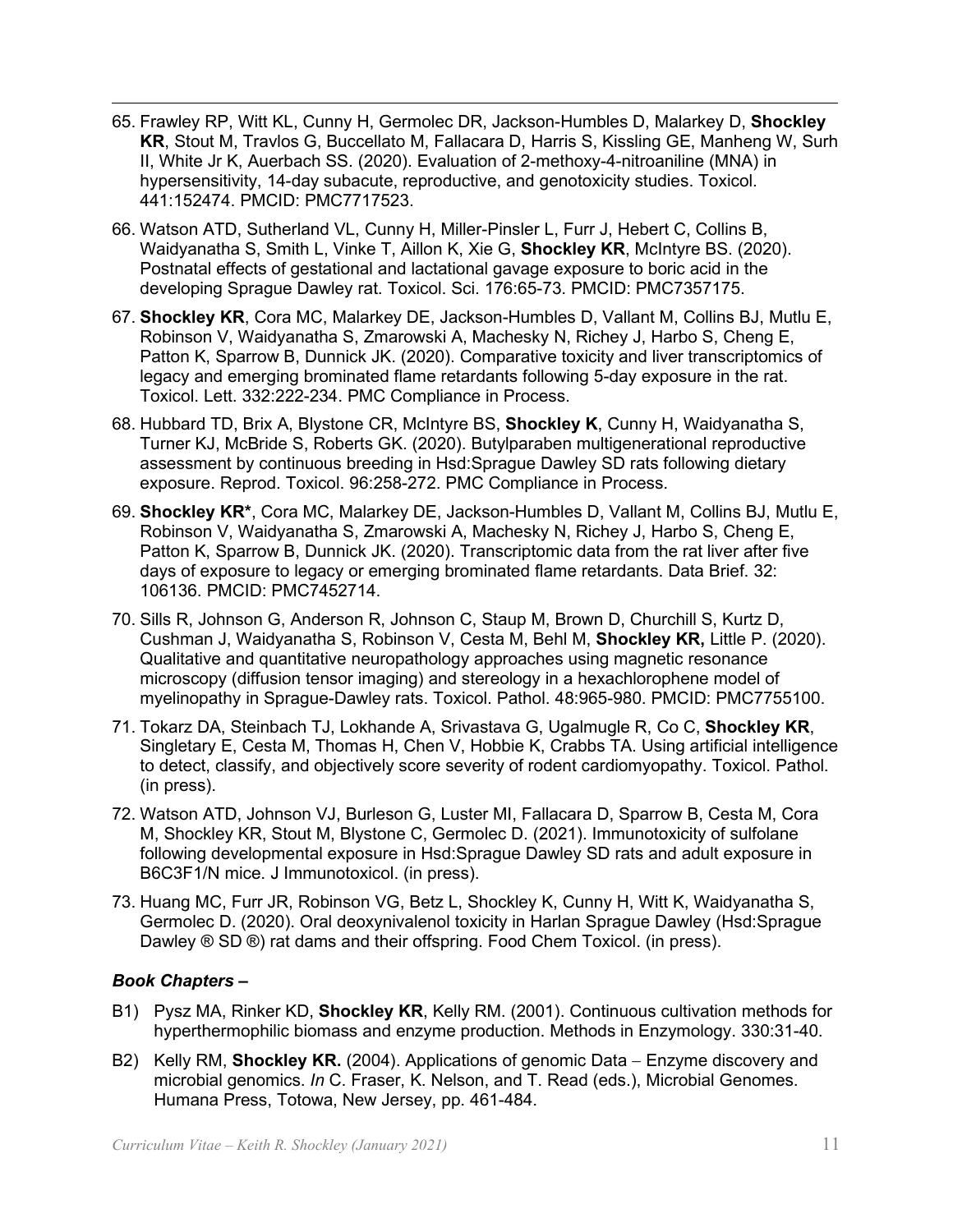65. Frawley RP, Witt KL, Cunny H, Germolec DR, Jackson-Humbles D, Malarkey D, **Shockley KR**, Stout M, Travlos G, Buccellato M, Fallacara D, Harris S, Kissling GE, Manheng W, Surh II, White Jr K, Auerbach SS. (2020). Evaluation of 2-methoxy-4-nitroaniline (MNA) in hypersensitivity, 14-day subacute, reproductive, and genotoxicity studies. Toxicol. 441:152474. PMCID: PMC7717523.

66. Watson ATD, Sutherland VL, Cunny H, Miller-Pinsler L, Furr J, Hebert C, Collins B, Waidyanatha S, Smith L, Vinke T, Aillon K, Xie G, **Shockley KR**, McIntyre BS. (2020). Postnatal effects of gestational and lactational gavage exposure to boric acid in the developing Sprague Dawley rat. Toxicol. Sci. 176:65-73. PMCID: PMC7357175.

67. **Shockley KR**, Cora MC, Malarkey DE, Jackson-Humbles D, Vallant M, Collins BJ, Mutlu E, Robinson V, Waidyanatha S, Zmarowski A, Machesky N, Richey J, Harbo S, Cheng E, Patton K, Sparrow B, Dunnick JK. (2020). Comparative toxicity and liver transcriptomics of legacy and emerging brominated flame retardants following 5-day exposure in the rat. Toxicol. Lett. 332:222-234. PMC Compliance in Process.

68. Hubbard TD, Brix A, Blystone CR, McIntyre BS, **Shockley K**, Cunny H, Waidyanatha S, Turner KJ, McBride S, Roberts GK. (2020). Butylparaben multigenerational reproductive assessment by continuous breeding in Hsd:Sprague Dawley SD rats following dietary exposure. Reprod. Toxicol. 96:258-272. PMC Compliance in Process.

69. **Shockley KR***, Cora MC, Malarkey DE, Jackson-Humbles D, Vallant M, Collins BJ, Mutlu E, Robinson V, Waidyanatha S, Zmarowski A, Machesky N, Richey J, Harbo S, Cheng E, Patton K, Sparrow B, Dunnick JK. (2020). Transcriptomic data from the rat liver after five days of exposure to legacy or emerging brominated flame retardants. Data Brief. 32: 106136. PMCID: PMC7452714.

70. Sills R, Johnson G, Anderson R, Johnson C, Staup M, Brown D, Churchill S, Kurtz D, Cushman J, Waidyanatha S, Robinson V, Cesta M, Behl M, **Shockley KR,** Little P. (2020). Qualitative and quantitative neuropathology approaches using magnetic resonance microscopy (diffusion tensor imaging) and stereology in a hexachlorophene model of myelinopathy in Sprague-Dawley rats. Toxicol. Pathol. 48:965-980. PMCID: PMC7755100.

71. Tokarz DA, Steinbach TJ, Lokhande A, Srivastava G, Ugalmugle R, Co C, **Shockley KR**, Singletary E, Cesta M, Thomas H, Chen V, Hobbie K, Crabbs TA. Using artificial intelligence to detect, classify, and objectively score severity of rodent cardiomyopathy. Toxicol. Pathol. (in press).

72. Watson ATD, Johnson VJ, Burleson G, Luster MI, Fallacara D, Sparrow B, Cesta M, Cora M, Shockley KR, Stout M, Blystone C, Germolec D. (2021). Immunotoxicity of sulfolane following developmental exposure in Hsd:Sprague Dawley SD rats and adult exposure in B6C3F1/N mice. J Immunotoxicol. (in press).

73. Huang MC, Furr JR, Robinson VG, Betz L, Shockley K, Cunny H, Witt K, Waidyanatha S, Germolec D. (2020). Oral deoxynivalenol toxicity in Harlan Sprague Dawley (Hsd:Sprague Dawley ® SD ®) rat dams and their offspring. Food Chem Toxicol. (in press).

### *Book Chapters –*

B1) Pysz MA, Rinker KD, **Shockley KR**, Kelly RM. (2001). Continuous cultivation methods for hyperthermophilic biomass and enzyme production. Methods in Enzymology. 330:31-40.

B2) Kelly RM, **Shockley KR.** (2004). Applications of genomic Data – Enzyme discovery and microbial genomics. *In* C. Fraser, K. Nelson, and T. Read (eds.), Microbial Genomes. Humana Press, Totowa, New Jersey, pp. 461-484.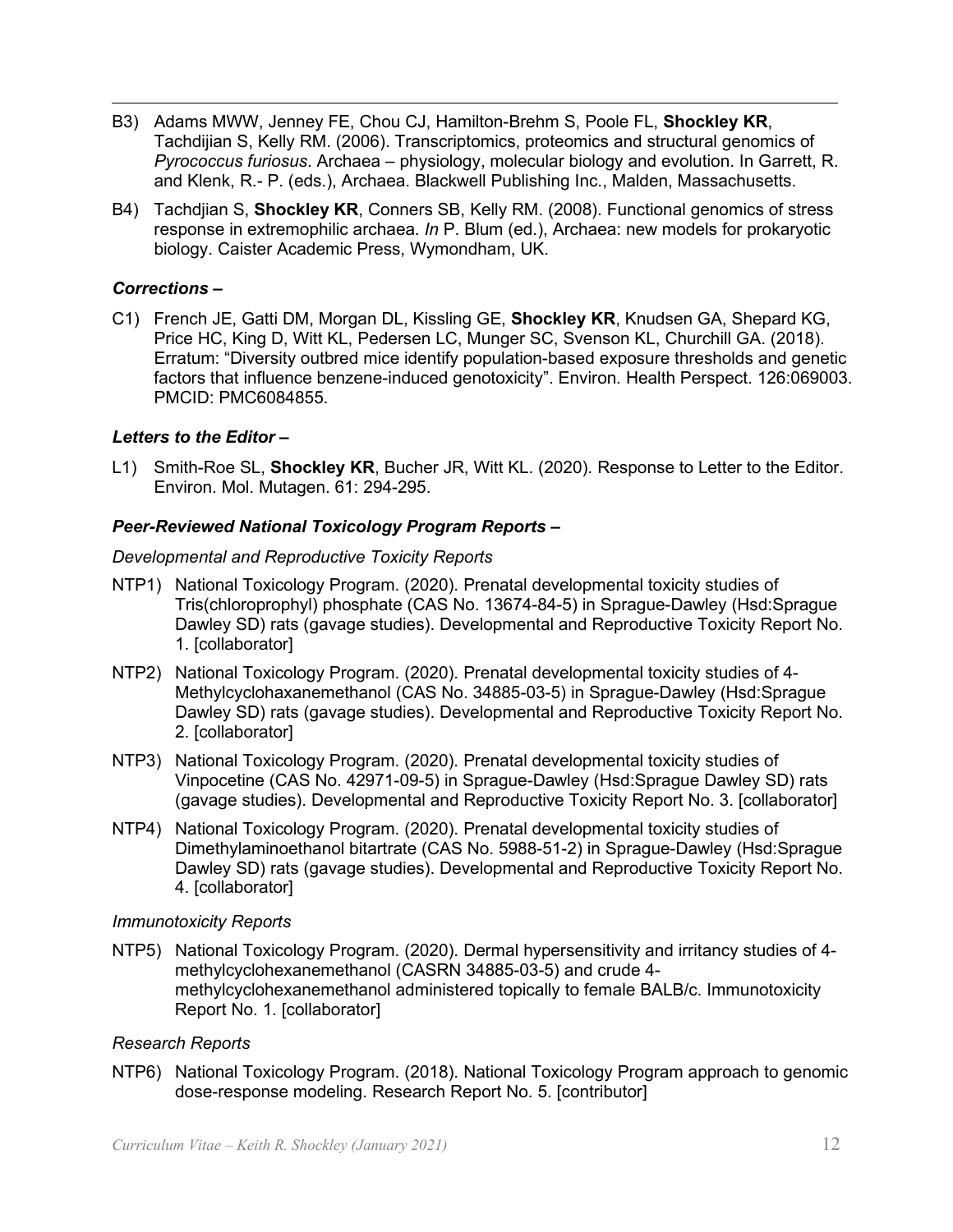B3) Adams MWW, Jenney FE, Chou CJ, Hamilton-Brehm S, Poole FL, **Shockley KR**, Tachdjian S, Kelly RM. (2006). Transcriptomics, proteomics and structural genomics of *Pyrococcus furiosus*. Archaea – physiology, molecular biology and evolution. In Garrett, R. and Klenk, R.- P. (eds.), Archaea. Blackwell Publishing Inc., Malden, Massachusetts.

B4) Tachdjian S, **Shockley KR**, Conners SB, Kelly RM. (2008). Functional genomics of stress response in extremophilic archaea. *In* P. Blum (ed.), Archaea: new models for prokaryotic biology. Caister Academic Press, Wymondham, UK.

### *Corrections –*

C1) French JE, Gatti DM, Morgan DL, Kissling GE, **Shockley KR**, Knudsen GA, Shepard KG, Price HC, King D, Witt KL, Pedersen LC, Munger SC, Svenson KL, Churchill GA. (2018). Erratum: "Diversity outbred mice identify population-based exposure thresholds and genetic factors that influence benzene-induced genotoxicity". Environ. Health Perspect. 126:069003. PMCID: PMC6084855.

### *Letters to the Editor –*

L1) Smith-Roe SL, **Shockley KR**, Bucher JR, Witt KL. (2020). Response to Letter to the Editor. Environ. Mol. Mutagen. 61: 294-295.

### *Peer-Reviewed National Toxicology Program Reports –*

*Developmental and Reproductive Toxicity Reports*

NTP1) National Toxicology Program. (2020). Prenatal developmental toxicity studies of Tris(chloroprophyl) phosphate (CAS No. 13674-84-5) in Sprague-Dawley (Hsd:Sprague Dawley SD) rats (gavage studies). Developmental and Reproductive Toxicity Report No. 1. [collaborator]

NTP2) National Toxicology Program. (2020). Prenatal developmental toxicity studies of 4-Methylcyclohaxanemethanol (CAS No. 34885-03-5) in Sprague-Dawley (Hsd:Sprague Dawley SD) rats (gavage studies). Developmental and Reproductive Toxicity Report No. 2. [collaborator]

NTP3) National Toxicology Program. (2020). Prenatal developmental toxicity studies of Vinpocetine (CAS No. 42971-09-5) in Sprague-Dawley (Hsd:Sprague Dawley SD) rats (gavage studies). Developmental and Reproductive Toxicity Report No. 3. [collaborator]

NTP4) National Toxicology Program. (2020). Prenatal developmental toxicity studies of Dimethylaminoethanol bitartrate (CAS No. 5988-51-2) in Sprague-Dawley (Hsd:Sprague Dawley SD) rats (gavage studies). Developmental and Reproductive Toxicity Report No. 4. [collaborator]

*Immunotoxicity Reports*

NTP5) National Toxicology Program. (2020). Dermal hypersensitivity and irritancy studies of 4-methylcyclohexanemethanol (CASRN 34885-03-5) and crude 4-methylcyclohexanemethanol administered topically to female BALB/c. Immunotoxicity Report No. 1. [collaborator]

*Research Reports*

NTP6) National Toxicology Program. (2018). National Toxicology Program approach to genomic dose-response modeling. Research Report No. 5. [contributor]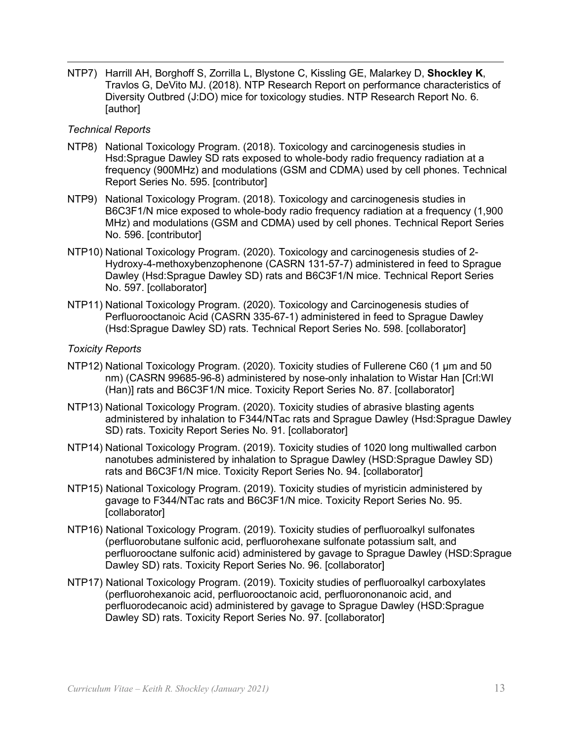NTP7) Harrill AH, Borghoff S, Zorrilla L, Blystone C, Kissling GE, Malarkey D, **Shockley K**, Travlos G, DeVito MJ. (2018). NTP Research Report on performance characteristics of Diversity Outbred (J:DO) mice for toxicology studies. NTP Research Report No. 6. [author]

*Technical Reports*

NTP8) National Toxicology Program. (2018). Toxicology and carcinogenesis studies in Hsd:Sprague Dawley SD rats exposed to whole-body radio frequency radiation at a frequency (900MHz) and modulations (GSM and CDMA) used by cell phones. Technical Report Series No. 595. [contributor]

NTP9) National Toxicology Program. (2018). Toxicology and carcinogenesis studies in B6C3F1/N mice exposed to whole-body radio frequency radiation at a frequency (1,900 MHz) and modulations (GSM and CDMA) used by cell phones. Technical Report Series No. 596. [contributor]

NTP10) National Toxicology Program. (2020). Toxicology and carcinogenesis studies of 2-Hydroxy-4-methoxybenzophenone (CASRN 131-57-7) administered in feed to Sprague Dawley (Hsd:Sprague Dawley SD) rats and B6C3F1/N mice. Technical Report Series No. 597. [collaborator]

NTP11) National Toxicology Program. (2020). Toxicology and Carcinogenesis studies of Perfluorooctanoic Acid (CASRN 335-67-1) administered in feed to Sprague Dawley (Hsd:Sprague Dawley SD) rats. Technical Report Series No. 598. [collaborator]

*Toxicity Reports*

NTP12) National Toxicology Program. (2020). Toxicity studies of Fullerene C60 (1 μm and 50 nm) (CASRN 99685-96-8) administered by nose-only inhalation to Wistar Han [Crl:WI (Han)] rats and B6C3F1/N mice. Toxicity Report Series No. 87. [collaborator]

NTP13) National Toxicology Program. (2020). Toxicity studies of abrasive blasting agents administered by inhalation to F344/NTac rats and Sprague Dawley (Hsd:Sprague Dawley SD) rats. Toxicity Report Series No. 91. [collaborator]

NTP14) National Toxicology Program. (2019). Toxicity studies of 1020 long multiwalled carbon nanotubes administered by inhalation to Sprague Dawley (HSD:Sprague Dawley SD) rats and B6C3F1/N mice. Toxicity Report Series No. 94. [collaborator]

NTP15) National Toxicology Program. (2019). Toxicity studies of myristicin administered by gavage to F344/NTac rats and B6C3F1/N mice. Toxicity Report Series No. 95. [collaborator]

NTP16) National Toxicology Program. (2019). Toxicity studies of perfluoroalkyl sulfonates (perfluorobutane sulfonic acid, perfluorohexane sulfonate potassium salt, and perfluorooctane sulfonic acid) administered by gavage to Sprague Dawley (HSD:Sprague Dawley SD) rats. Toxicity Report Series No. 96. [collaborator]

NTP17) National Toxicology Program. (2019). Toxicity studies of perfluoroalkyl carboxylates (perfluorohexanoic acid, perfluorooctanoic acid, perfluorononanoic acid, and perfluorodecanoic acid) administered by gavage to Sprague Dawley (HSD:Sprague Dawley SD) rats. Toxicity Report Series No. 97. [collaborator]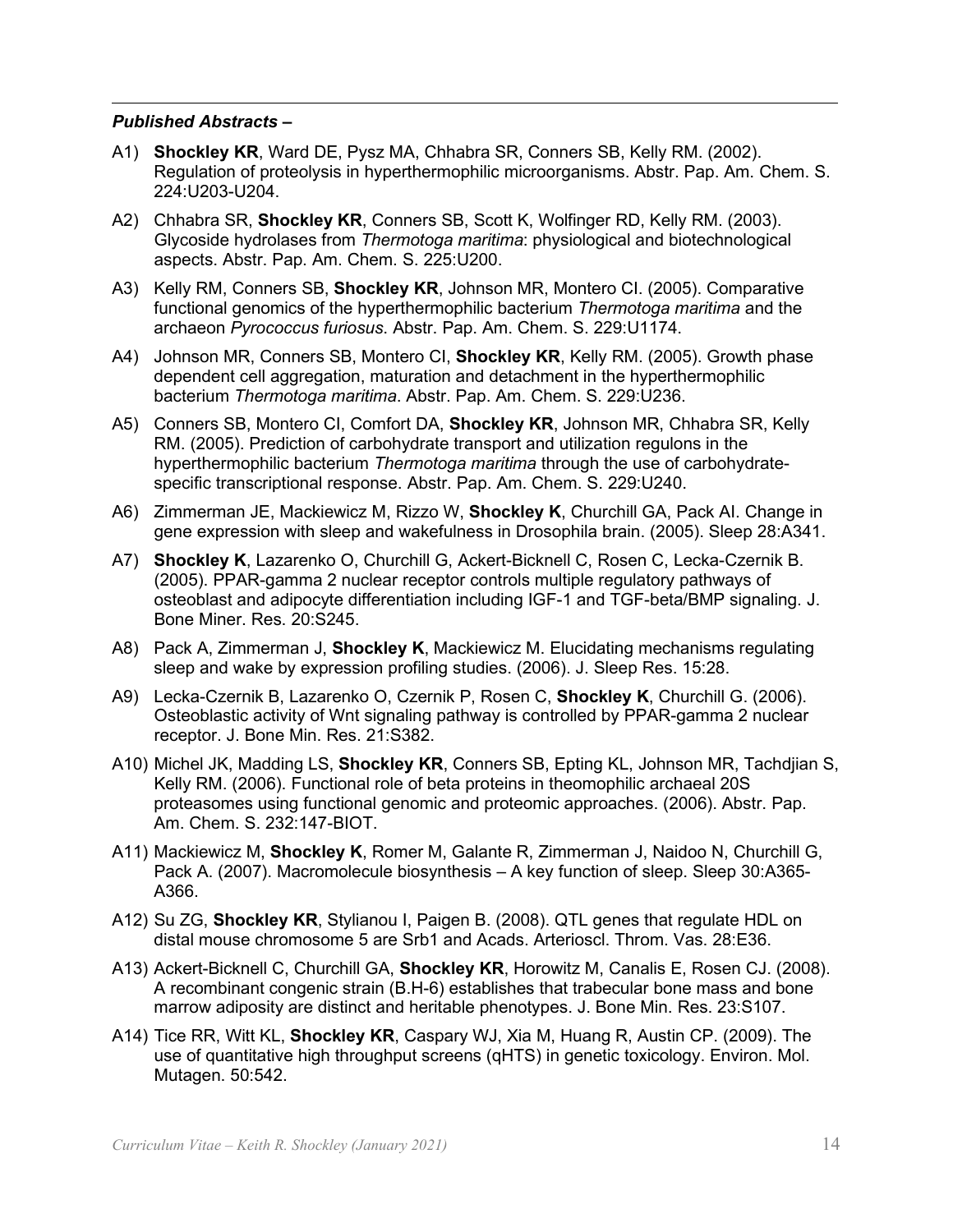***Published Abstracts –***

A1) **Shockley KR**, Ward DE, Pysz MA, Chhabra SR, Conners SB, Kelly RM. (2002). Regulation of proteolysis in hyperthermophilic microorganisms. Abstr. Pap. Am. Chem. S. 224:U203-U204.

A2) Chhabra SR, **Shockley KR**, Conners SB, Scott K, Wolfinger RD, Kelly RM. (2003). Glycoside hydrolases from *Thermotoga maritima*: physiological and biotechnological aspects. Abstr. Pap. Am. Chem. S. 225:U200.

A3) Kelly RM, Conners SB, **Shockley KR**, Johnson MR, Montero CI. (2005). Comparative functional genomics of the hyperthermophilic bacterium *Thermotoga maritima* and the archaeon *Pyrococcus furiosus*. Abstr. Pap. Am. Chem. S. 229:U1174.

A4) Johnson MR, Conners SB, Montero CI, **Shockley KR**, Kelly RM. (2005). Growth phase dependent cell aggregation, maturation and detachment in the hyperthermophilic bacterium *Thermotoga maritima*. Abstr. Pap. Am. Chem. S. 229:U236.

A5) Conners SB, Montero CI, Comfort DA, **Shockley KR**, Johnson MR, Chhabra SR, Kelly RM. (2005). Prediction of carbohydrate transport and utilization regulons in the hyperthermophilic bacterium *Thermotoga maritima* through the use of carbohydrate-specific transcriptional response. Abstr. Pap. Am. Chem. S. 229:U240.

A6) Zimmerman JE, Mackiewicz M, Rizzo W, **Shockley K**, Churchill GA, Pack AI. Change in gene expression with sleep and wakefulness in Drosophila brain. (2005). Sleep 28:A341.

A7) **Shockley K**, Lazarenko O, Churchill G, Ackert-Bicknell C, Rosen C, Lecka-Czernik B. (2005). PPAR-gamma 2 nuclear receptor controls multiple regulatory pathways of osteoblast and adipocyte differentiation including IGF-1 and TGF-beta/BMP signaling. J. Bone Miner. Res. 20:S245.

A8) Pack A, Zimmerman J, **Shockley K**, Mackiewicz M. Elucidating mechanisms regulating sleep and wake by expression profiling studies. (2006). J. Sleep Res. 15:28.

A9) Lecka-Czernik B, Lazarenko O, Czernik P, Rosen C, **Shockley K**, Churchill G. (2006). Osteoblastic activity of Wnt signaling pathway is controlled by PPAR-gamma 2 nuclear receptor. J. Bone Min. Res. 21:S382.

A10) Michel JK, Madding LS, **Shockley KR**, Conners SB, Epting KL, Johnson MR, Tachdjian S, Kelly RM. (2006). Functional role of beta proteins in theomophilic archaeal 20S proteasomes using functional genomic and proteomic approaches. (2006). Abstr. Pap. Am. Chem. S. 232:147-BIOT.

A11) Mackiewicz M, **Shockley K**, Romer M, Galante R, Zimmerman J, Naidoo N, Churchill G, Pack A. (2007). Macromolecule biosynthesis – A key function of sleep. Sleep 30:A365-A366.

A12) Su ZG, **Shockley KR**, Stylianou I, Paigen B. (2008). QTL genes that regulate HDL on distal mouse chromosome 5 are Srb1 and Acads. Arterioscl. Throm. Vas. 28:E36.

A13) Ackert-Bicknell C, Churchill GA, **Shockley KR**, Horowitz M, Canalis E, Rosen CJ. (2008). A recombinant congenic strain (B.H-6) establishes that trabecular bone mass and bone marrow adiposity are distinct and heritable phenotypes. J. Bone Min. Res. 23:S107.

A14) Tice RR, Witt KL, **Shockley KR**, Caspary WJ, Xia M, Huang R, Austin CP. (2009). The use of quantitative high throughput screens (qHTS) in genetic toxicology. Environ. Mol. Mutagen. 50:542.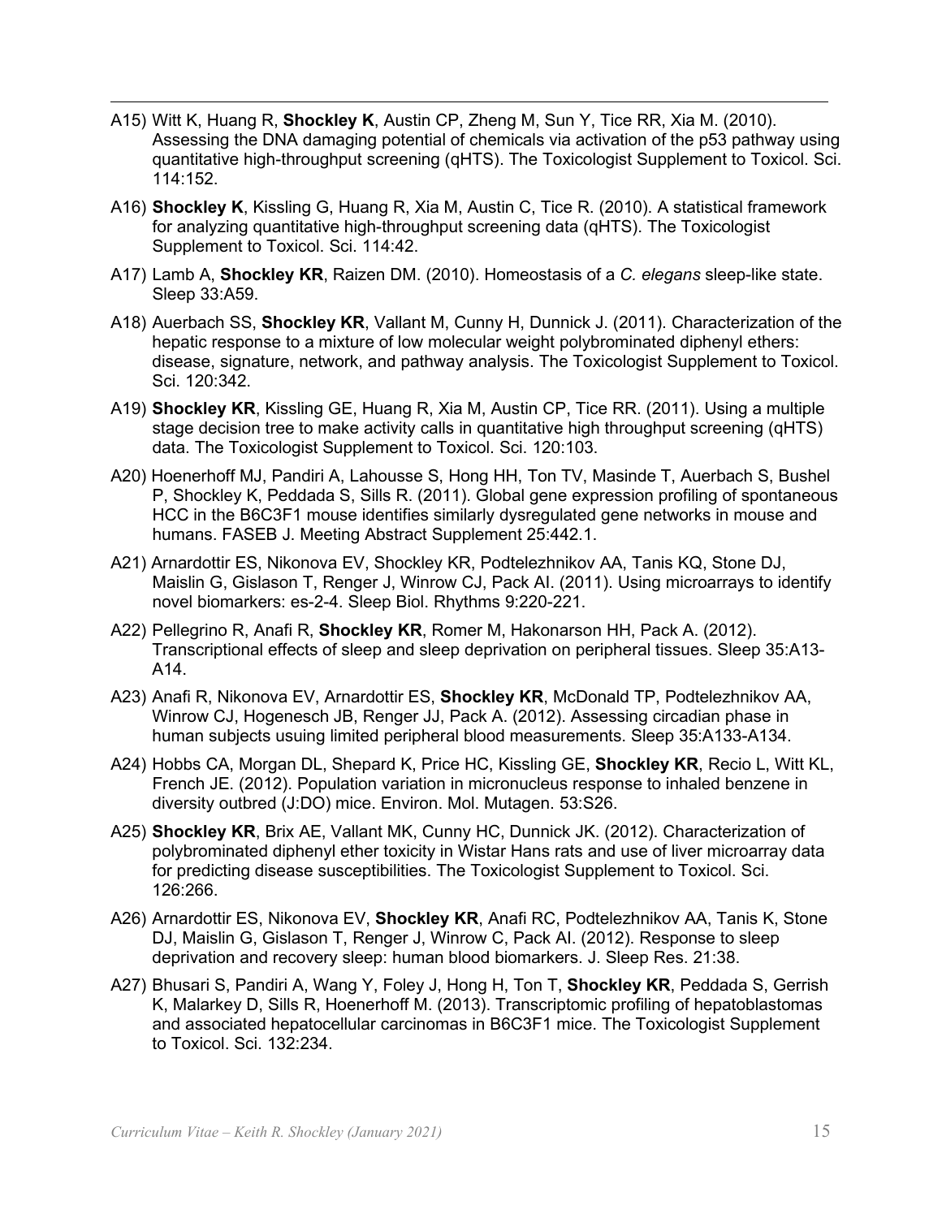A15) Witt K, Huang R, **Shockley K**, Austin CP, Zheng M, Sun Y, Tice RR, Xia M. (2010). Assessing the DNA damaging potential of chemicals via activation of the p53 pathway using quantitative high-throughput screening (qHTS). The Toxicologist Supplement to Toxicol. Sci. 114:152.

A16) **Shockley K**, Kissling G, Huang R, Xia M, Austin C, Tice R. (2010). A statistical framework for analyzing quantitative high-throughput screening data (qHTS). The Toxicologist Supplement to Toxicol. Sci. 114:42.

A17) Lamb A, **Shockley KR**, Raizen DM. (2010). Homeostasis of a *C. elegans* sleep-like state. Sleep 33:A59.

A18) Auerbach SS, **Shockley KR**, Vallant M, Cunny H, Dunnick J. (2011). Characterization of the hepatic response to a mixture of low molecular weight polybrominated diphenyl ethers: disease, signature, network, and pathway analysis. The Toxicologist Supplement to Toxicol. Sci. 120:342.

A19) **Shockley KR**, Kissling GE, Huang R, Xia M, Austin CP, Tice RR. (2011). Using a multiple stage decision tree to make activity calls in quantitative high throughput screening (qHTS) data. The Toxicologist Supplement to Toxicol. Sci. 120:103.

A20) Hoenerhoff MJ, Pandiri A, Lahousse S, Hong HH, Ton TV, Masinde T, Auerbach S, Bushel P, Shockley K, Peddada S, Sills R. (2011). Global gene expression profiling of spontaneous HCC in the B6C3F1 mouse identifies similarly dysregulated gene networks in mouse and humans. FASEB J. Meeting Abstract Supplement 25:442.1.

A21) Arnardottir ES, Nikonova EV, Shockley KR, Podtelezhnikov AA, Tanis KQ, Stone DJ, Maislin G, Gislason T, Renger J, Winrow CJ, Pack AI. (2011). Using microarrays to identify novel biomarkers: es-2-4. Sleep Biol. Rhythms 9:220-221.

A22) Pellegrino R, Anafi R, **Shockley KR**, Romer M, Hakonarson HH, Pack A. (2012). Transcriptional effects of sleep and sleep deprivation on peripheral tissues. Sleep 35:A13-A14.

A23) Anafi R, Nikonova EV, Arnardottir ES, **Shockley KR**, McDonald TP, Podtelezhnikov AA, Winrow CJ, Hogenesch JB, Renger JJ, Pack A. (2012). Assessing circadian phase in human subjects usuing limited peripheral blood measurements. Sleep 35:A133-A134.

A24) Hobbs CA, Morgan DL, Shepard K, Price HC, Kissling GE, **Shockley KR**, Recio L, Witt KL, French JE. (2012). Population variation in micronucleus response to inhaled benzene in diversity outbred (J:DO) mice. Environ. Mol. Mutagen. 53:S26.

A25) **Shockley KR**, Brix AE, Vallant MK, Cunny HC, Dunnick JK. (2012). Characterization of polybrominated diphenyl ether toxicity in Wistar Hans rats and use of liver microarray data for predicting disease susceptibilities. The Toxicologist Supplement to Toxicol. Sci. 126:266.

A26) Arnardottir ES, Nikonova EV, **Shockley KR**, Anafi RC, Podtelezhnikov AA, Tanis K, Stone DJ, Maislin G, Gislason T, Renger J, Winrow C, Pack AI. (2012). Response to sleep deprivation and recovery sleep: human blood biomarkers. J. Sleep Res. 21:38.

A27) Bhusari S, Pandiri A, Wang Y, Foley J, Hong H, Ton T, **Shockley KR**, Peddada S, Gerrish K, Malarkey D, Sills R, Hoenerhoff M. (2013). Transcriptomic profiling of hepatoblastomas and associated hepatocellular carcinomas in B6C3F1 mice. The Toxicologist Supplement to Toxicol. Sci. 132:234.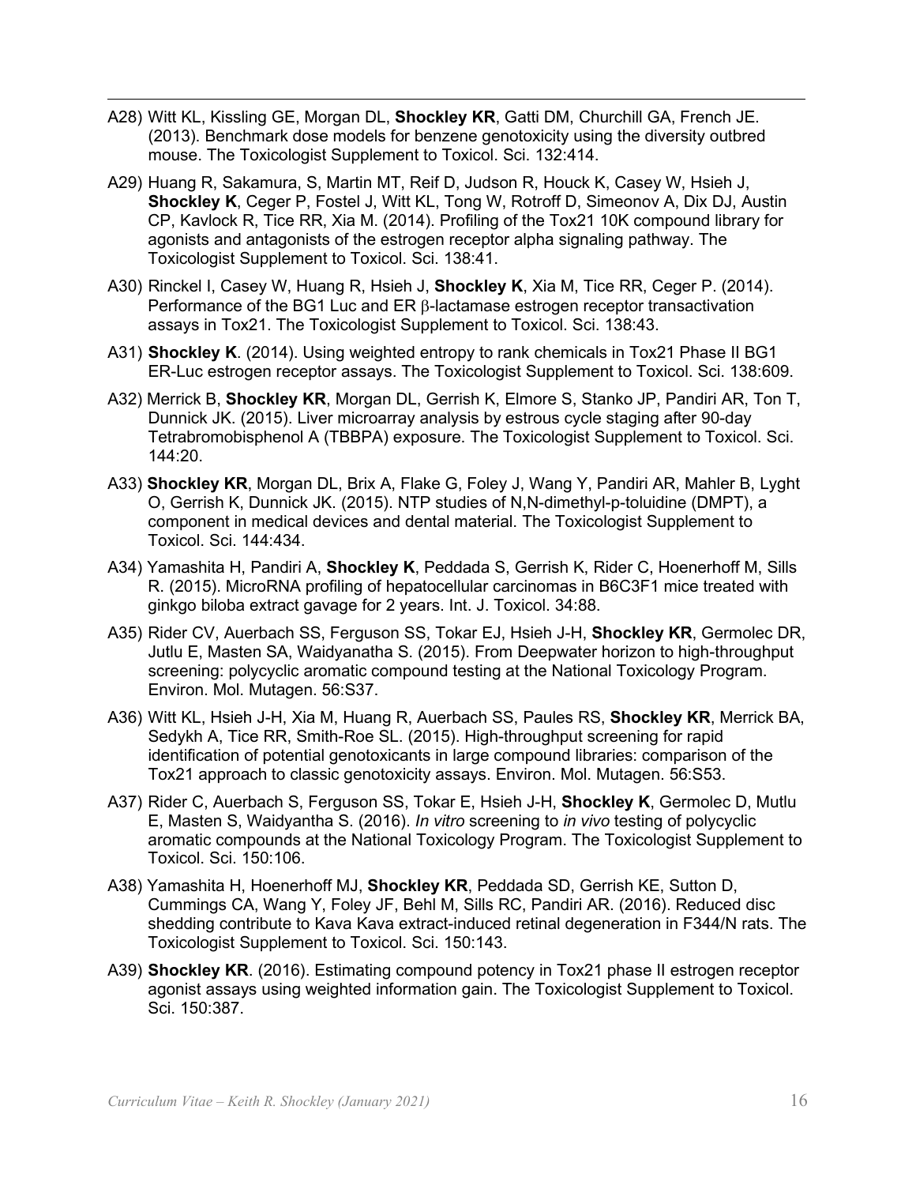A28) Witt KL, Kissling GE, Morgan DL, **Shockley KR**, Gatti DM, Churchill GA, French JE. (2013). Benchmark dose models for benzene genotoxicity using the diversity outbred mouse. The Toxicologist Supplement to Toxicol. Sci. 132:414.

A29) Huang R, Sakamura, S, Martin MT, Reif D, Judson R, Houck K, Casey W, Hsieh J, **Shockley K**, Ceger P, Fostel J, Witt KL, Tong W, Rotroff D, Simeonov A, Dix DJ, Austin CP, Kavlock R, Tice RR, Xia M. (2014). Profiling of the Tox21 10K compound library for agonists and antagonists of the estrogen receptor alpha signaling pathway. The Toxicologist Supplement to Toxicol. Sci. 138:41.

A30) Rinckel I, Casey W, Huang R, Hsieh J, **Shockley K**, Xia M, Tice RR, Ceger P. (2014). Performance of the BG1 Luc and ER β-lactamase estrogen receptor transactivation assays in Tox21. The Toxicologist Supplement to Toxicol. Sci. 138:43.

A31) **Shockley K**. (2014). Using weighted entropy to rank chemicals in Tox21 Phase II BG1 ER-Luc estrogen receptor assays. The Toxicologist Supplement to Toxicol. Sci. 138:609.

A32) Merrick B, **Shockley KR**, Morgan DL, Gerrish K, Elmore S, Stanko JP, Pandiri AR, Ton T, Dunnick JK. (2015). Liver microarray analysis by estrous cycle staging after 90-day Tetrabromobisphenol A (TBBPA) exposure. The Toxicologist Supplement to Toxicol. Sci. 144:20.

A33) **Shockley KR**, Morgan DL, Brix A, Flake G, Foley J, Wang Y, Pandiri AR, Mahler B, Lyght O, Gerrish K, Dunnick JK. (2015). NTP studies of N,N-dimethyl-p-toluidine (DMPT), a component in medical devices and dental material. The Toxicologist Supplement to Toxicol. Sci. 144:434.

A34) Yamashita H, Pandiri A, **Shockley K**, Peddada S, Gerrish K, Rider C, Hoenerhoff M, Sills R. (2015). MicroRNA profiling of hepatocellular carcinomas in B6C3F1 mice treated with ginkgo biloba extract gavage for 2 years. Int. J. Toxicol. 34:88.

A35) Rider CV, Auerbach SS, Ferguson SS, Tokar EJ, Hsieh J-H, **Shockley KR**, Germolec DR, Jutlu E, Masten SA, Waidyanatha S. (2015). From Deepwater horizon to high-throughput screening: polycyclic aromatic compound testing at the National Toxicology Program. Environ. Mol. Mutagen. 56:S37.

A36) Witt KL, Hsieh J-H, Xia M, Huang R, Auerbach SS, Paules RS, **Shockley KR**, Merrick BA, Sedykh A, Tice RR, Smith-Roe SL. (2015). High-throughput screening for rapid identification of potential genotoxicants in large compound libraries: comparison of the Tox21 approach to classic genotoxicity assays. Environ. Mol. Mutagen. 56:S53.

A37) Rider C, Auerbach S, Ferguson SS, Tokar E, Hsieh J-H, **Shockley K**, Germolec D, Mutlu E, Masten S, Waidyantha S. (2016). *In vitro* screening to *in vivo* testing of polycyclic aromatic compounds at the National Toxicology Program. The Toxicologist Supplement to Toxicol. Sci. 150:106.

A38) Yamashita H, Hoenerhoff MJ, **Shockley KR**, Peddada SD, Gerrish KE, Sutton D, Cummings CA, Wang Y, Foley JF, Behl M, Sills RC, Pandiri AR. (2016). Reduced disc shedding contribute to Kava Kava extract-induced retinal degeneration in F344/N rats. The Toxicologist Supplement to Toxicol. Sci. 150:143.

A39) **Shockley KR**. (2016). Estimating compound potency in Tox21 phase II estrogen receptor agonist assays using weighted information gain. The Toxicologist Supplement to Toxicol. Sci. 150:387.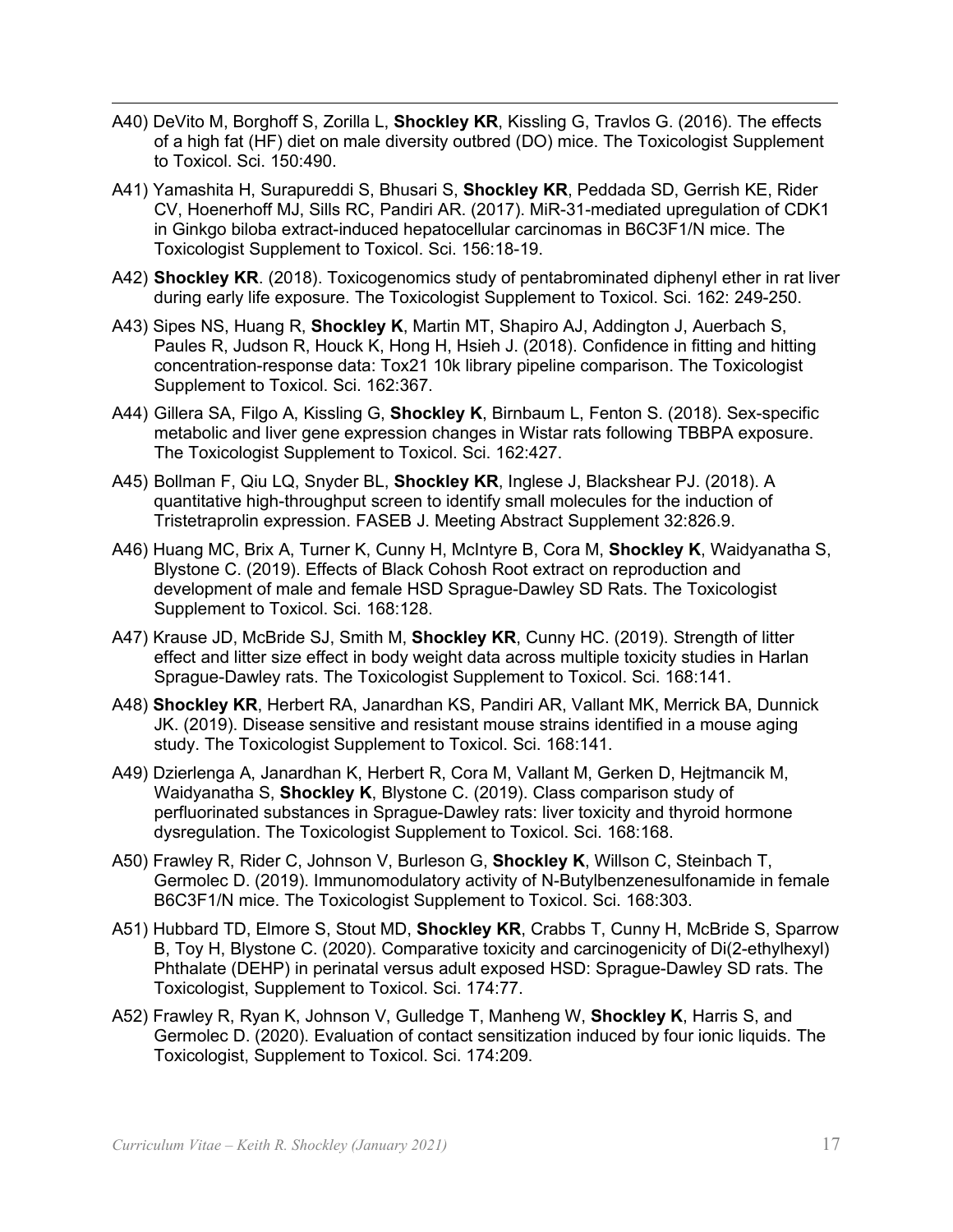A40) DeVito M, Borghoff S, Zorilla L, **Shockley KR**, Kissling G, Travlos G. (2016). The effects of a high fat (HF) diet on male diversity outbred (DO) mice. The Toxicologist Supplement to Toxicol. Sci. 150:490.

A41) Yamashita H, Surapureddi S, Bhusari S, **Shockley KR**, Peddada SD, Gerrish KE, Rider CV, Hoenerhoff MJ, Sills RC, Pandiri AR. (2017). MiR-31-mediated upregulation of CDK1 in Ginkgo biloba extract-induced hepatocellular carcinomas in B6C3F1/N mice. The Toxicologist Supplement to Toxicol. Sci. 156:18-19.

A42) **Shockley KR**. (2018). Toxicogenomics study of pentabrominated diphenyl ether in rat liver during early life exposure. The Toxicologist Supplement to Toxicol. Sci. 162: 249-250.

A43) Sipes NS, Huang R, **Shockley K**, Martin MT, Shapiro AJ, Addington J, Auerbach S, Paules R, Judson R, Houck K, Hong H, Hsieh J. (2018). Confidence in fitting and hitting concentration-response data: Tox21 10k library pipeline comparison. The Toxicologist Supplement to Toxicol. Sci. 162:367.

A44) Gillera SA, Filgo A, Kissling G, **Shockley K**, Birnbaum L, Fenton S. (2018). Sex-specific metabolic and liver gene expression changes in Wistar rats following TBBPA exposure. The Toxicologist Supplement to Toxicol. Sci. 162:427.

A45) Bollman F, Qiu LQ, Snyder BL, **Shockley KR**, Inglese J, Blackshear PJ. (2018). A quantitative high-throughput screen to identify small molecules for the induction of Tristetraprolin expression. FASEB J. Meeting Abstract Supplement 32:826.9.

A46) Huang MC, Brix A, Turner K, Cunny H, McIntyre B, Cora M, **Shockley K**, Waidyanatha S, Blystone C. (2019). Effects of Black Cohosh Root extract on reproduction and development of male and female HSD Sprague-Dawley SD Rats. The Toxicologist Supplement to Toxicol. Sci. 168:128.

A47) Krause JD, McBride SJ, Smith M, **Shockley KR**, Cunny HC. (2019). Strength of litter effect and litter size effect in body weight data across multiple toxicity studies in Harlan Sprague-Dawley rats. The Toxicologist Supplement to Toxicol. Sci. 168:141.

A48) **Shockley KR**, Herbert RA, Janardhan KS, Pandiri AR, Vallant MK, Merrick BA, Dunnick JK. (2019). Disease sensitive and resistant mouse strains identified in a mouse aging study. The Toxicologist Supplement to Toxicol. Sci. 168:141.

A49) Dzierlenga A, Janardhan K, Herbert R, Cora M, Vallant M, Gerken D, Hejtmancik M, Waidyanatha S, **Shockley K**, Blystone C. (2019). Class comparison study of perfluorinated substances in Sprague-Dawley rats: liver toxicity and thyroid hormone dysregulation. The Toxicologist Supplement to Toxicol. Sci. 168:168.

A50) Frawley R, Rider C, Johnson V, Burleson G, **Shockley K**, Willson C, Steinbach T, Germolec D. (2019). Immunomodulatory activity of N-Butylbenzenesulfonamide in female B6C3F1/N mice. The Toxicologist Supplement to Toxicol. Sci. 168:303.

A51) Hubbard TD, Elmore S, Stout MD, **Shockley KR**, Crabbs T, Cunny H, McBride S, Sparrow B, Toy H, Blystone C. (2020). Comparative toxicity and carcinogenicity of Di(2-ethylhexyl) Phthalate (DEHP) in perinatal versus adult exposed HSD: Sprague-Dawley SD rats. The Toxicologist, Supplement to Toxicol. Sci. 174:77.

A52) Frawley R, Ryan K, Johnson V, Gulledge T, Manheng W, **Shockley K**, Harris S, and Germolec D. (2020). Evaluation of contact sensitization induced by four ionic liquids. The Toxicologist, Supplement to Toxicol. Sci. 174:209.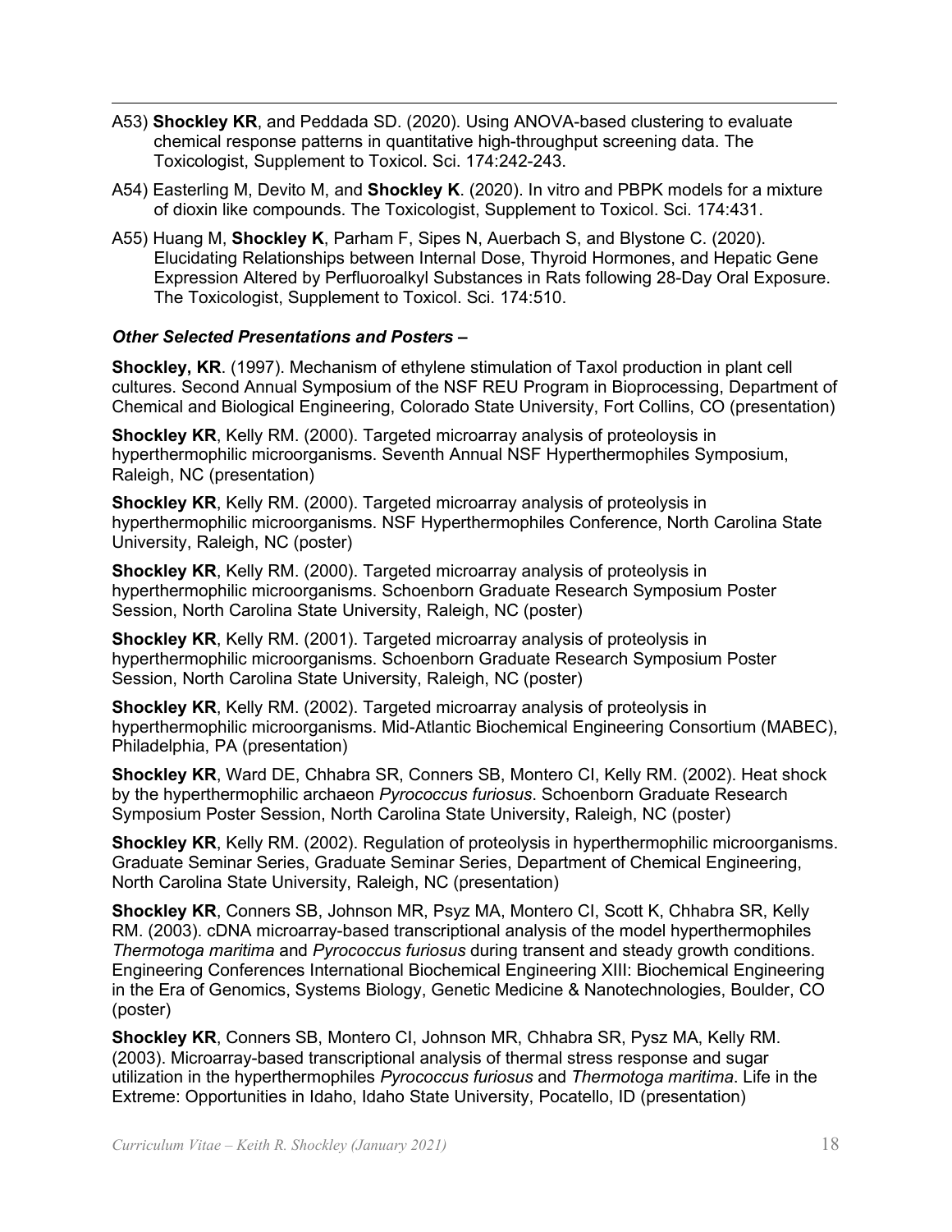A53) **Shockley KR**, and Peddada SD. (2020). Using ANOVA-based clustering to evaluate chemical response patterns in quantitative high-throughput screening data. The Toxicologist, Supplement to Toxicol. Sci. 174:242-243.

A54) Easterling M, Devito M, and **Shockley K**. (2020). In vitro and PBPK models for a mixture of dioxin like compounds. The Toxicologist, Supplement to Toxicol. Sci. 174:431.

A55) Huang M, **Shockley K**, Parham F, Sipes N, Auerbach S, and Blystone C. (2020). Elucidating Relationships between Internal Dose, Thyroid Hormones, and Hepatic Gene Expression Altered by Perfluoroalkyl Substances in Rats following 28-Day Oral Exposure. The Toxicologist, Supplement to Toxicol. Sci. 174:510.

***Other Selected Presentations and Posters –***

**Shockley, KR**. (1997). Mechanism of ethylene stimulation of Taxol production in plant cell cultures. Second Annual Symposium of the NSF REU Program in Bioprocessing, Department of Chemical and Biological Engineering, Colorado State University, Fort Collins, CO (presentation)

**Shockley KR**, Kelly RM. (2000). Targeted microarray analysis of proteoloysis in hyperthermophilic microorganisms. Seventh Annual NSF Hyperthermophiles Symposium, Raleigh, NC (presentation)

**Shockley KR**, Kelly RM. (2000). Targeted microarray analysis of proteolysis in hyperthermophilic microorganisms. NSF Hyperthermophiles Conference, North Carolina State University, Raleigh, NC (poster)

**Shockley KR**, Kelly RM. (2000). Targeted microarray analysis of proteolysis in hyperthermophilic microorganisms. Schoenborn Graduate Research Symposium Poster Session, North Carolina State University, Raleigh, NC (poster)

**Shockley KR**, Kelly RM. (2001). Targeted microarray analysis of proteolysis in hyperthermophilic microorganisms. Schoenborn Graduate Research Symposium Poster Session, North Carolina State University, Raleigh, NC (poster)

**Shockley KR**, Kelly RM. (2002). Targeted microarray analysis of proteolysis in hyperthermophilic microorganisms. Mid-Atlantic Biochemical Engineering Consortium (MABEC), Philadelphia, PA (presentation)

**Shockley KR**, Ward DE, Chhabra SR, Conners SB, Montero CI, Kelly RM. (2002). Heat shock by the hyperthermophilic archaeon *Pyrococcus furiosus*. Schoenborn Graduate Research Symposium Poster Session, North Carolina State University, Raleigh, NC (poster)

**Shockley KR**, Kelly RM. (2002). Regulation of proteolysis in hyperthermophilic microorganisms. Graduate Seminar Series, Graduate Seminar Series, Department of Chemical Engineering, North Carolina State University, Raleigh, NC (presentation)

**Shockley KR**, Conners SB, Johnson MR, Psyz MA, Montero CI, Scott K, Chhabra SR, Kelly RM. (2003). cDNA microarray-based transcriptional analysis of the model hyperthermophiles *Thermotoga maritima* and *Pyrococcus furiosus* during transent and steady growth conditions. Engineering Conferences International Biochemical Engineering XIII: Biochemical Engineering in the Era of Genomics, Systems Biology, Genetic Medicine & Nanotechnologies, Boulder, CO (poster)

**Shockley KR**, Conners SB, Montero CI, Johnson MR, Chhabra SR, Pysz MA, Kelly RM. (2003). Microarray-based transcriptional analysis of thermal stress response and sugar utilization in the hyperthermophiles *Pyrococcus furiosus* and *Thermotoga maritima*. Life in the Extreme: Opportunities in Idaho, Idaho State University, Pocatello, ID (presentation)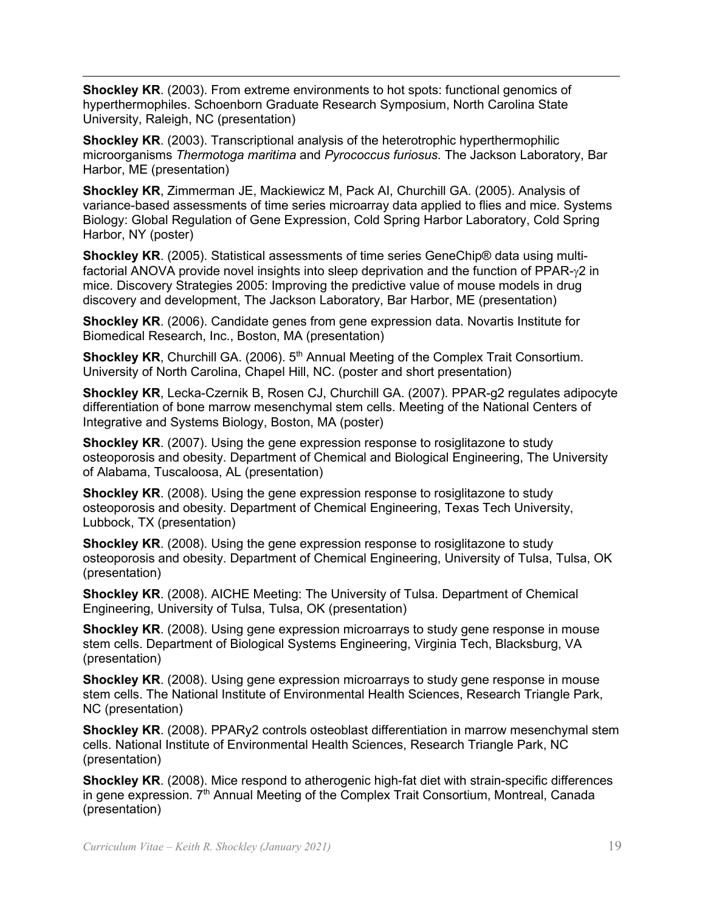**Shockley KR**. (2003). From extreme environments to hot spots: functional genomics of hyperthermophiles. Schoenborn Graduate Research Symposium, North Carolina State University, Raleigh, NC (presentation)

**Shockley KR**. (2003). Transcriptional analysis of the heterotrophic hyperthermophilic microorganisms *Thermotoga maritima* and *Pyrococcus furiosus*. The Jackson Laboratory, Bar Harbor, ME (presentation)

**Shockley KR**, Zimmerman JE, Mackiewicz M, Pack AI, Churchill GA. (2005). Analysis of variance-based assessments of time series microarray data applied to flies and mice. Systems Biology: Global Regulation of Gene Expression, Cold Spring Harbor Laboratory, Cold Spring Harbor, NY (poster)

**Shockley KR**. (2005). Statistical assessments of time series GeneChip® data using multi-factorial ANOVA provide novel insights into sleep deprivation and the function of PPAR-$\gamma$2 in mice. Discovery Strategies 2005: Improving the predictive value of mouse models in drug discovery and development, The Jackson Laboratory, Bar Harbor, ME (presentation)

**Shockley KR**. (2006). Candidate genes from gene expression data. Novartis Institute for Biomedical Research, Inc., Boston, MA (presentation)

**Shockley KR**, Churchill GA. (2006). 5th Annual Meeting of the Complex Trait Consortium. University of North Carolina, Chapel Hill, NC. (poster and short presentation)

**Shockley KR**, Lecka-Czernik B, Rosen CJ, Churchill GA. (2007). PPAR-g2 regulates adipocyte differentiation of bone marrow mesenchymal stem cells. Meeting of the National Centers of Integrative and Systems Biology, Boston, MA (poster)

**Shockley KR**. (2007). Using the gene expression response to rosiglitazone to study osteoporosis and obesity. Department of Chemical and Biological Engineering, The University of Alabama, Tuscaloosa, AL (presentation)

**Shockley KR**. (2008). Using the gene expression response to rosiglitazone to study osteoporosis and obesity. Department of Chemical Engineering, Texas Tech University, Lubbock, TX (presentation)

**Shockley KR**. (2008). Using the gene expression response to rosiglitazone to study osteoporosis and obesity. Department of Chemical Engineering, University of Tulsa, Tulsa, OK (presentation)

**Shockley KR**. (2008). AICHE Meeting: The University of Tulsa. Department of Chemical Engineering, University of Tulsa, Tulsa, OK (presentation)

**Shockley KR**. (2008). Using gene expression microarrays to study gene response in mouse stem cells. Department of Biological Systems Engineering, Virginia Tech, Blacksburg, VA (presentation)

**Shockley KR**. (2008). Using gene expression microarrays to study gene response in mouse stem cells. The National Institute of Environmental Health Sciences, Research Triangle Park, NC (presentation)

**Shockley KR**. (2008). PPARy2 controls osteoblast differentiation in marrow mesenchymal stem cells. National Institute of Environmental Health Sciences, Research Triangle Park, NC (presentation)

**Shockley KR**. (2008). Mice respond to atherogenic high-fat diet with strain-specific differences in gene expression. 7th Annual Meeting of the Complex Trait Consortium, Montreal, Canada (presentation)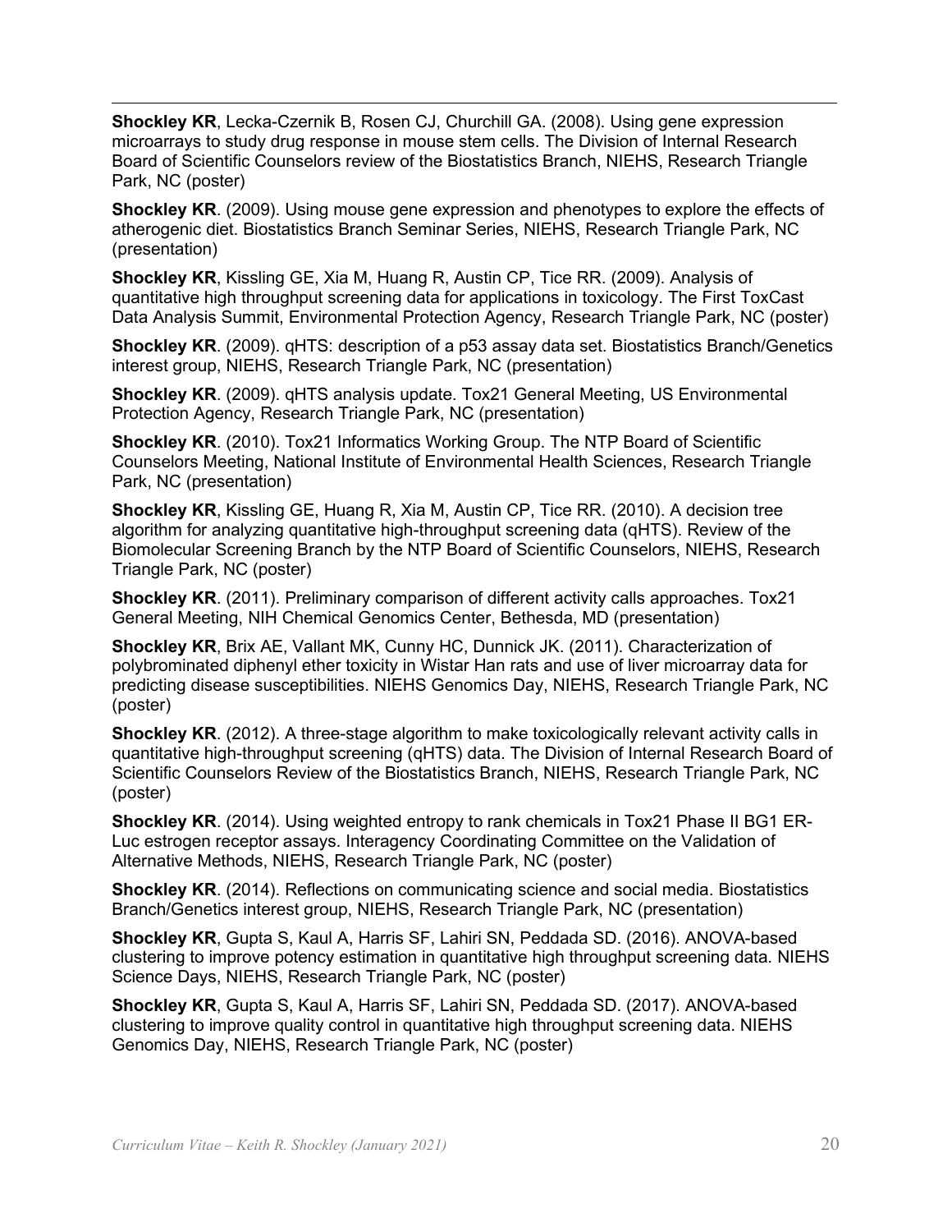**Shockley KR**, Lecka-Czernik B, Rosen CJ, Churchill GA. (2008). Using gene expression microarrays to study drug response in mouse stem cells. The Division of Internal Research Board of Scientific Counselors review of the Biostatistics Branch, NIEHS, Research Triangle Park, NC (poster)

**Shockley KR**. (2009). Using mouse gene expression and phenotypes to explore the effects of atherogenic diet. Biostatistics Branch Seminar Series, NIEHS, Research Triangle Park, NC (presentation)

**Shockley KR**, Kissling GE, Xia M, Huang R, Austin CP, Tice RR. (2009). Analysis of quantitative high throughput screening data for applications in toxicology. The First ToxCast Data Analysis Summit, Environmental Protection Agency, Research Triangle Park, NC (poster)

**Shockley KR**. (2009). qHTS: description of a p53 assay data set. Biostatistics Branch/Genetics interest group, NIEHS, Research Triangle Park, NC (presentation)

**Shockley KR**. (2009). qHTS analysis update. Tox21 General Meeting, US Environmental Protection Agency, Research Triangle Park, NC (presentation)

**Shockley KR**. (2010). Tox21 Informatics Working Group. The NTP Board of Scientific Counselors Meeting, National Institute of Environmental Health Sciences, Research Triangle Park, NC (presentation)

**Shockley KR**, Kissling GE, Huang R, Xia M, Austin CP, Tice RR. (2010). A decision tree algorithm for analyzing quantitative high-throughput screening data (qHTS). Review of the Biomolecular Screening Branch by the NTP Board of Scientific Counselors, NIEHS, Research Triangle Park, NC (poster)

**Shockley KR**. (2011). Preliminary comparison of different activity calls approaches. Tox21 General Meeting, NIH Chemical Genomics Center, Bethesda, MD (presentation)

**Shockley KR**, Brix AE, Vallant MK, Cunny HC, Dunnick JK. (2011). Characterization of polybrominated diphenyl ether toxicity in Wistar Han rats and use of liver microarray data for predicting disease susceptibilities. NIEHS Genomics Day, NIEHS, Research Triangle Park, NC (poster)

**Shockley KR**. (2012). A three-stage algorithm to make toxicologically relevant activity calls in quantitative high-throughput screening (qHTS) data. The Division of Internal Research Board of Scientific Counselors Review of the Biostatistics Branch, NIEHS, Research Triangle Park, NC (poster)

**Shockley KR**. (2014). Using weighted entropy to rank chemicals in Tox21 Phase II BG1 ER-Luc estrogen receptor assays. Interagency Coordinating Committee on the Validation of Alternative Methods, NIEHS, Research Triangle Park, NC (poster)

**Shockley KR**. (2014). Reflections on communicating science and social media. Biostatistics Branch/Genetics interest group, NIEHS, Research Triangle Park, NC (presentation)

**Shockley KR**, Gupta S, Kaul A, Harris SF, Lahiri SN, Peddada SD. (2016). ANOVA-based clustering to improve potency estimation in quantitative high throughput screening data. NIEHS Science Days, NIEHS, Research Triangle Park, NC (poster)

**Shockley KR**, Gupta S, Kaul A, Harris SF, Lahiri SN, Peddada SD. (2017). ANOVA-based clustering to improve quality control in quantitative high throughput screening data. NIEHS Genomics Day, NIEHS, Research Triangle Park, NC (poster)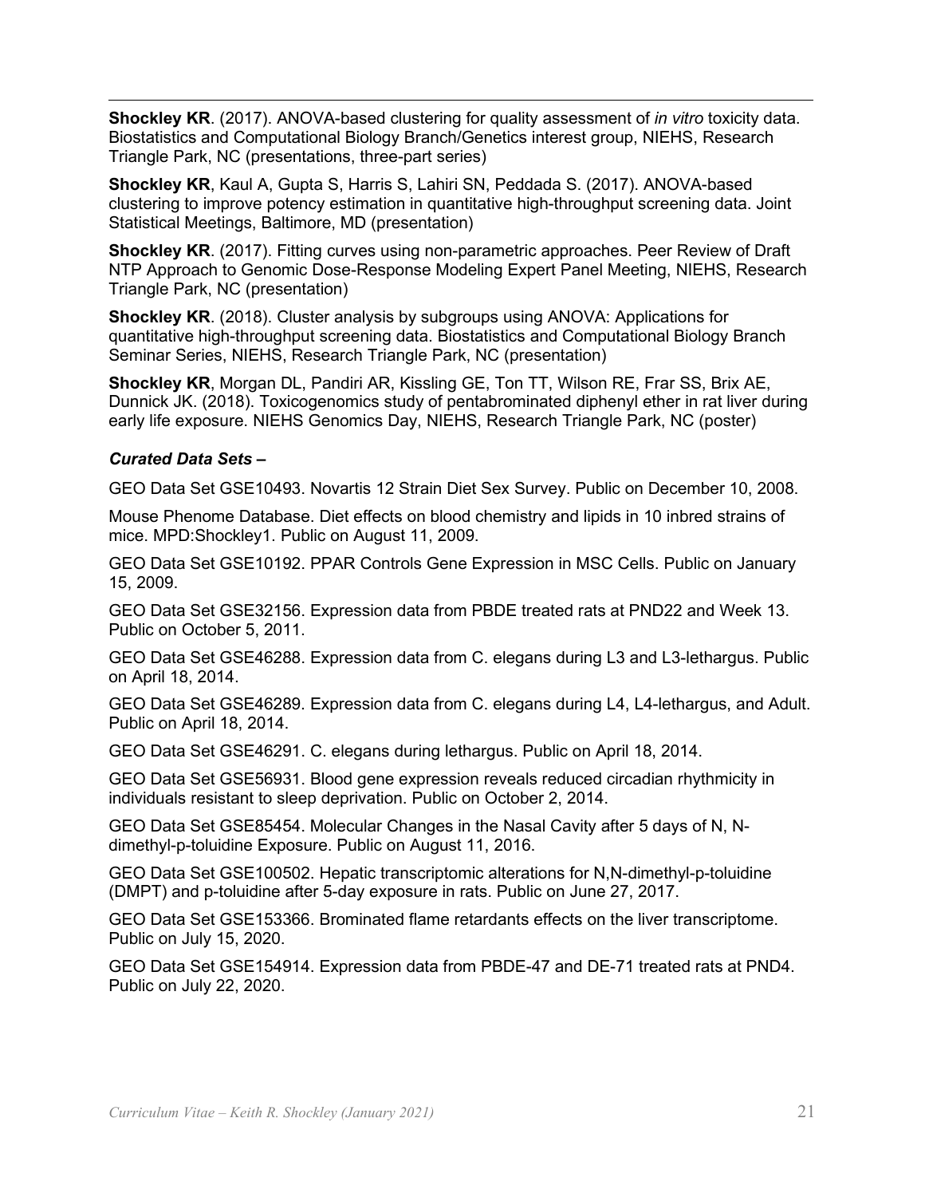**Shockley KR**. (2017). ANOVA-based clustering for quality assessment of *in vitro* toxicity data. Biostatistics and Computational Biology Branch/Genetics interest group, NIEHS, Research Triangle Park, NC (presentations, three-part series)

**Shockley KR**, Kaul A, Gupta S, Harris S, Lahiri SN, Peddada S. (2017). ANOVA-based clustering to improve potency estimation in quantitative high-throughput screening data. Joint Statistical Meetings, Baltimore, MD (presentation)

**Shockley KR**. (2017). Fitting curves using non-parametric approaches. Peer Review of Draft NTP Approach to Genomic Dose-Response Modeling Expert Panel Meeting, NIEHS, Research Triangle Park, NC (presentation)

**Shockley KR**. (2018). Cluster analysis by subgroups using ANOVA: Applications for quantitative high-throughput screening data. Biostatistics and Computational Biology Branch Seminar Series, NIEHS, Research Triangle Park, NC (presentation)

**Shockley KR**, Morgan DL, Pandiri AR, Kissling GE, Ton TT, Wilson RE, Frar SS, Brix AE, Dunnick JK. (2018). Toxicogenomics study of pentabrominated diphenyl ether in rat liver during early life exposure. NIEHS Genomics Day, NIEHS, Research Triangle Park, NC (poster)

***Curated Data Sets –***

GEO Data Set GSE10493. Novartis 12 Strain Diet Sex Survey. Public on December 10, 2008.

Mouse Phenome Database. Diet effects on blood chemistry and lipids in 10 inbred strains of mice. MPD:Shockley1. Public on August 11, 2009.

GEO Data Set GSE10192. PPAR Controls Gene Expression in MSC Cells. Public on January 15, 2009.

GEO Data Set GSE32156. Expression data from PBDE treated rats at PND22 and Week 13. Public on October 5, 2011.

GEO Data Set GSE46288. Expression data from C. elegans during L3 and L3-lethargus. Public on April 18, 2014.

GEO Data Set GSE46289. Expression data from C. elegans during L4, L4-lethargus, and Adult. Public on April 18, 2014.

GEO Data Set GSE46291. C. elegans during lethargus. Public on April 18, 2014.

GEO Data Set GSE56931. Blood gene expression reveals reduced circadian rhythmicity in individuals resistant to sleep deprivation. Public on October 2, 2014.

GEO Data Set GSE85454. Molecular Changes in the Nasal Cavity after 5 days of N, N-dimethyl-p-toluidine Exposure. Public on August 11, 2016.

GEO Data Set GSE100502. Hepatic transcriptomic alterations for N,N-dimethyl-p-toluidine (DMPT) and p-toluidine after 5-day exposure in rats. Public on June 27, 2017.

GEO Data Set GSE153366. Brominated flame retardants effects on the liver transcriptome. Public on July 15, 2020.

GEO Data Set GSE154914. Expression data from PBDE-47 and DE-71 treated rats at PND4. Public on July 22, 2020.